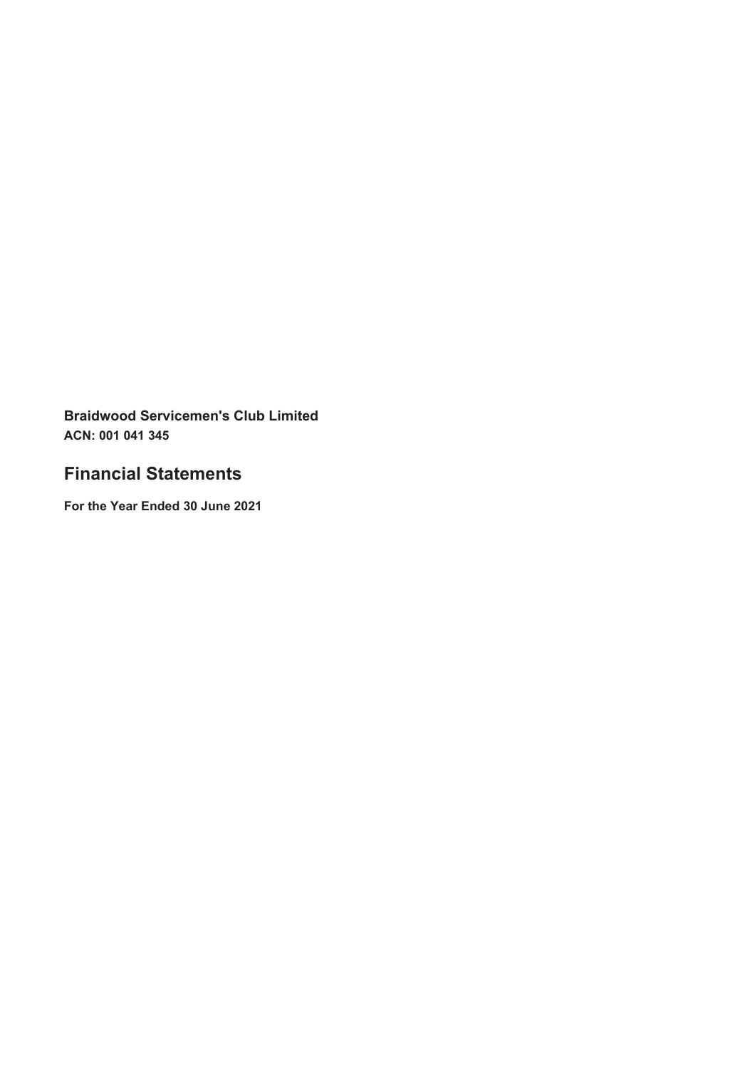**Braidwood Servicemen's Club Limited**
**ACN: 001 041 345**

# Financial Statements

**For the Year Ended 30 June 2021**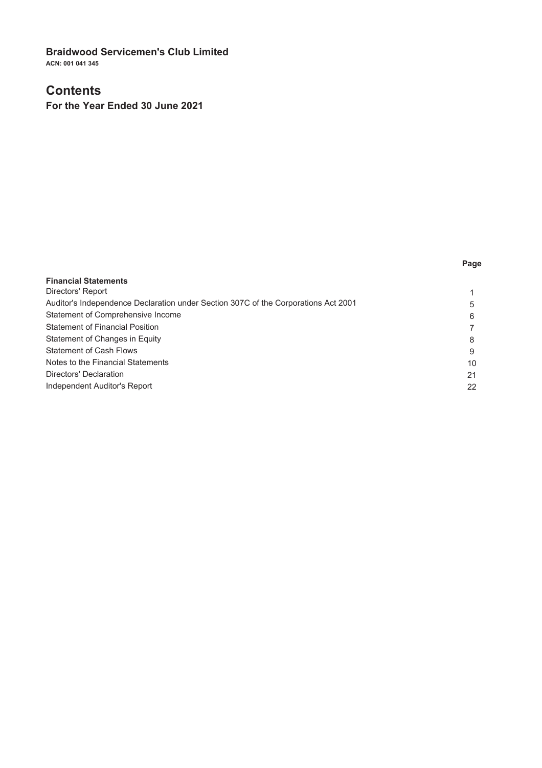**Braidwood Servicemen's Club Limited**

**ACN: 001 041 345**

# Contents

## For the Year Ended 30 June 2021

| | Page |
|---|---|
| **Financial Statements** | |
| Directors' Report | 1 |
| Auditor's Independence Declaration under Section 307C of the Corporations Act 2001 | 5 |
| Statement of Comprehensive Income | 6 |
| Statement of Financial Position | 7 |
| Statement of Changes in Equity | 8 |
| Statement of Cash Flows | 9 |
| Notes to the Financial Statements | 10 |
| Directors' Declaration | 21 |
| Independent Auditor's Report | 22 |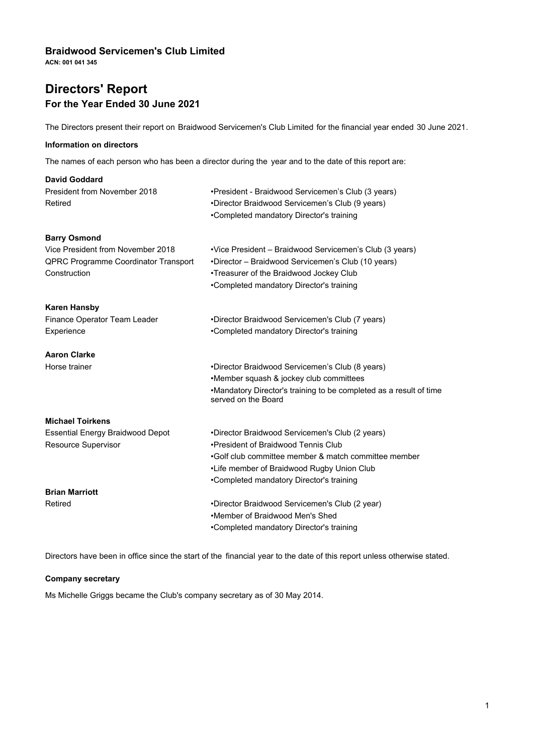**Braidwood Servicemen's Club Limited**

**ACN: 001 041 345**

# Directors' Report

## For the Year Ended 30 June 2021

The Directors present their report on Braidwood Servicemen's Club Limited for the financial year ended 30 June 2021.

### Information on directors

The names of each person who has been a director during the year and to the date of this report are:

| | |
|---|---|
| **David Goddard** | |
| President from November 2018 | •President - Braidwood Servicemen's Club (3 years) |
| Retired | •Director Braidwood Servicemen's Club (9 years) |
| | •Completed mandatory Director's training |
| **Barry Osmond** | |
| Vice President from November 2018 | •Vice President – Braidwood Servicemen's Club (3 years) |
| QPRC Programme Coordinator Transport | •Director – Braidwood Servicemen's Club (10 years) |
| Construction | •Treasurer of the Braidwood Jockey Club |
| | •Completed mandatory Director's training |
| **Karen Hansby** | |
| Finance Operator Team Leader | •Director Braidwood Servicemen's Club (7 years) |
| Experience | •Completed mandatory Director's training |
| **Aaron Clarke** | |
| Horse trainer | •Director Braidwood Servicemen's Club (8 years) |
| | •Member squash & jockey club committees |
| | •Mandatory Director's training to be completed as a result of time served on the Board |
| **Michael Toirkens** | |
| Essential Energy Braidwood Depot | •Director Braidwood Servicemen's Club (2 years) |
| Resource Supervisor | •President of Braidwood Tennis Club |
| | •Golf club committee member & match committee member |
| | •Life member of Braidwood Rugby Union Club |
| | •Completed mandatory Director's training |
| **Brian Marriott** | |
| Retired | •Director Braidwood Servicemen's Club (2 year) |
| | •Member of Braidwood Men's Shed |
| | •Completed mandatory Director's training |

Directors have been in office since the start of the financial year to the date of this report unless otherwise stated.

### Company secretary

Ms Michelle Griggs became the Club's company secretary as of 30 May 2014.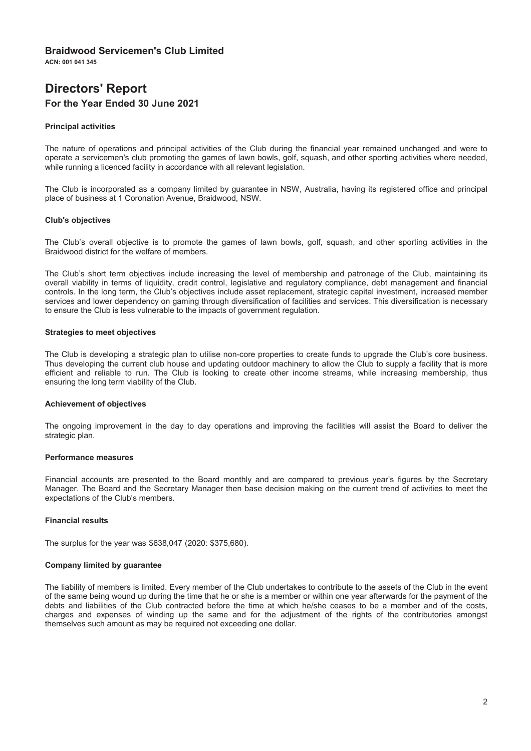**Braidwood Servicemen's Club Limited**

**ACN: 001 041 345**

# Directors' Report

## For the Year Ended 30 June 2021

### Principal activities

The nature of operations and principal activities of the Club during the financial year remained unchanged and were to operate a servicemen's club promoting the games of lawn bowls, golf, squash, and other sporting activities where needed, while running a licenced facility in accordance with all relevant legislation.

The Club is incorporated as a company limited by guarantee in NSW, Australia, having its registered office and principal place of business at 1 Coronation Avenue, Braidwood, NSW.

### Club's objectives

The Club's overall objective is to promote the games of lawn bowls, golf, squash, and other sporting activities in the Braidwood district for the welfare of members.

The Club's short term objectives include increasing the level of membership and patronage of the Club, maintaining its overall viability in terms of liquidity, credit control, legislative and regulatory compliance, debt management and financial controls. In the long term, the Club's objectives include asset replacement, strategic capital investment, increased member services and lower dependency on gaming through diversification of facilities and services. This diversification is necessary to ensure the Club is less vulnerable to the impacts of government regulation.

### Strategies to meet objectives

The Club is developing a strategic plan to utilise non-core properties to create funds to upgrade the Club's core business. Thus developing the current club house and updating outdoor machinery to allow the Club to supply a facility that is more efficient and reliable to run. The Club is looking to create other income streams, while increasing membership, thus ensuring the long term viability of the Club.

### Achievement of objectives

The ongoing improvement in the day to day operations and improving the facilities will assist the Board to deliver the strategic plan.

### Performance measures

Financial accounts are presented to the Board monthly and are compared to previous year's figures by the Secretary Manager. The Board and the Secretary Manager then base decision making on the current trend of activities to meet the expectations of the Club's members.

### Financial results

The surplus for the year was $638,047 (2020: $375,680).

### Company limited by guarantee

The liability of members is limited. Every member of the Club undertakes to contribute to the assets of the Club in the event of the same being wound up during the time that he or she is a member or within one year afterwards for the payment of the debts and liabilities of the Club contracted before the time at which he/she ceases to be a member and of the costs, charges and expenses of winding up the same and for the adjustment of the rights of the contributories amongst themselves such amount as may be required not exceeding one dollar.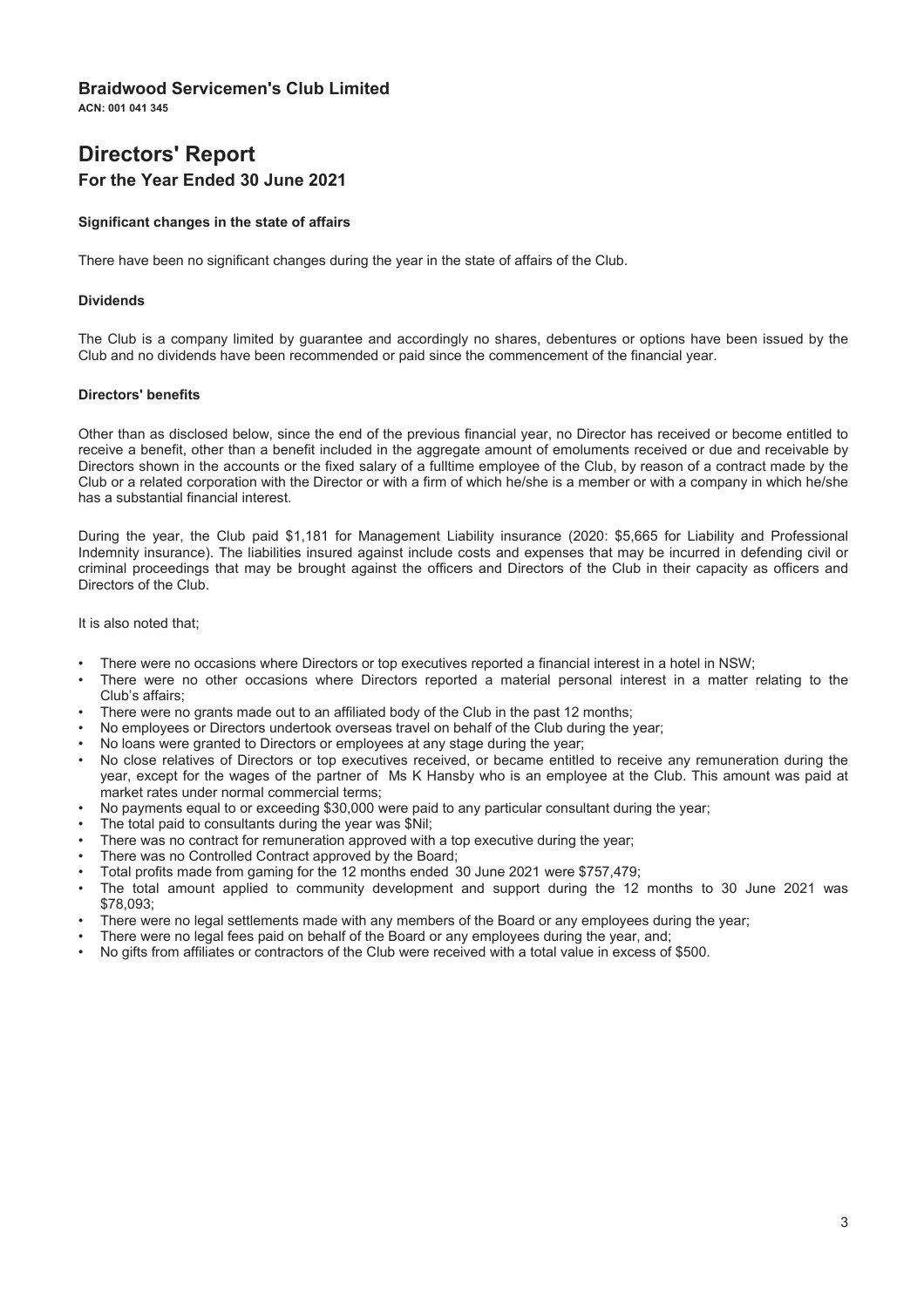**Braidwood Servicemen's Club Limited**
**ACN: 001 041 345**

# Directors' Report

## For the Year Ended 30 June 2021

**Significant changes in the state of affairs**

There have been no significant changes during the year in the state of affairs of the Club.

**Dividends**

The Club is a company limited by guarantee and accordingly no shares, debentures or options have been issued by the Club and no dividends have been recommended or paid since the commencement of the financial year.

**Directors' benefits**

Other than as disclosed below, since the end of the previous financial year, no Director has received or become entitled to receive a benefit, other than a benefit included in the aggregate amount of emoluments received or due and receivable by Directors shown in the accounts or the fixed salary of a fulltime employee of the Club, by reason of a contract made by the Club or a related corporation with the Director or with a firm of which he/she is a member or with a company in which he/she has a substantial financial interest.

During the year, the Club paid $1,181 for Management Liability insurance (2020: $5,665 for Liability and Professional Indemnity insurance). The liabilities insured against include costs and expenses that may be incurred in defending civil or criminal proceedings that may be brought against the officers and Directors of the Club in their capacity as officers and Directors of the Club.

It is also noted that;

- There were no occasions where Directors or top executives reported a financial interest in a hotel in NSW;
- There were no other occasions where Directors reported a material personal interest in a matter relating to the Club's affairs;
- There were no grants made out to an affiliated body of the Club in the past 12 months;
- No employees or Directors undertook overseas travel on behalf of the Club during the year;
- No loans were granted to Directors or employees at any stage during the year;
- No close relatives of Directors or top executives received, or became entitled to receive any remuneration during the year, except for the wages of the partner of Ms K Hansby who is an employee at the Club. This amount was paid at market rates under normal commercial terms;
- No payments equal to or exceeding $30,000 were paid to any particular consultant during the year;
- The total paid to consultants during the year was $Nil;
- There was no contract for remuneration approved with a top executive during the year;
- There was no Controlled Contract approved by the Board;
- Total profits made from gaming for the 12 months ended 30 June 2021 were $757,479;
- The total amount applied to community development and support during the 12 months to 30 June 2021 was $78,093;
- There were no legal settlements made with any members of the Board or any employees during the year;
- There were no legal fees paid on behalf of the Board or any employees during the year, and;
- No gifts from affiliates or contractors of the Club were received with a total value in excess of $500.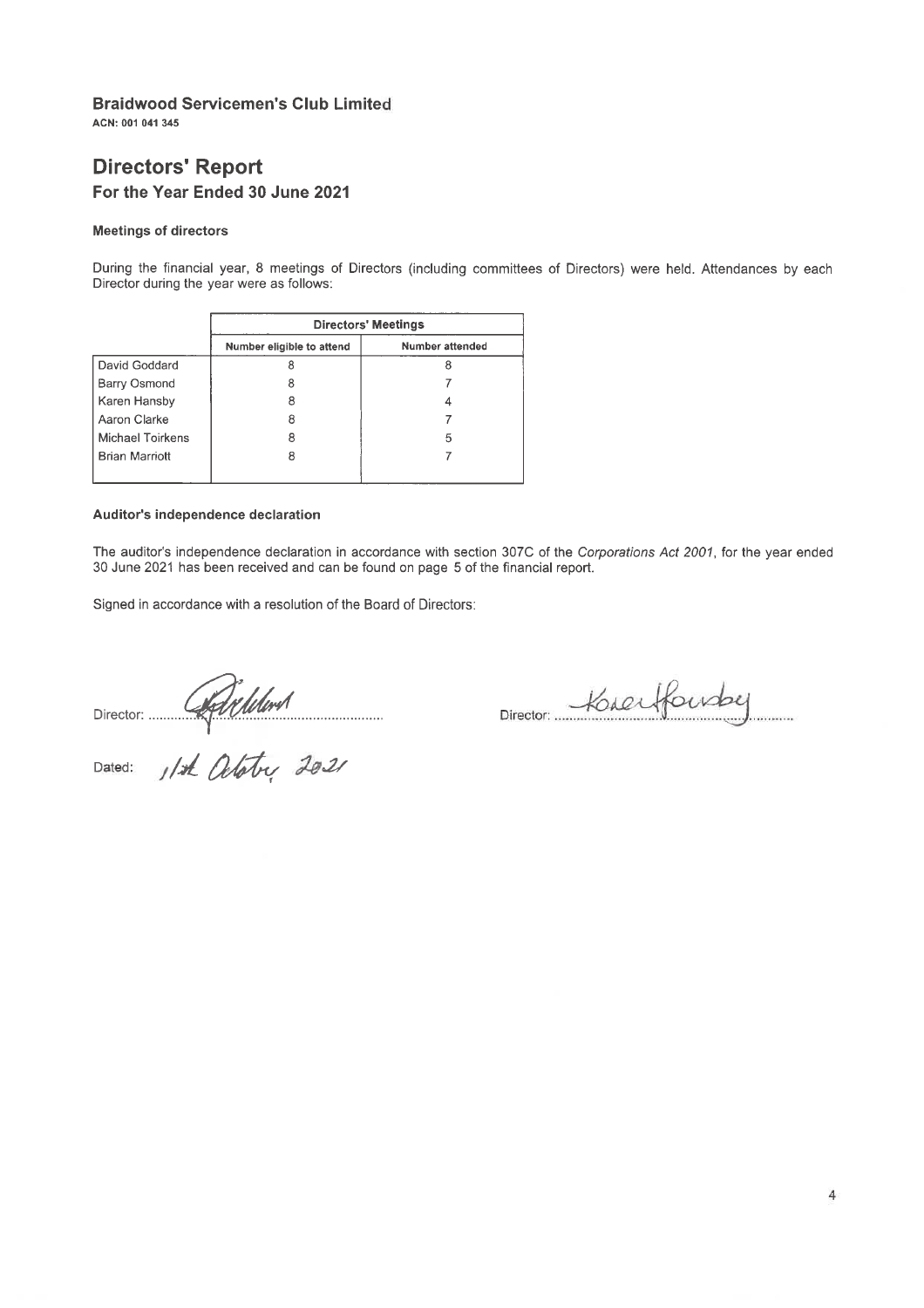**Braidwood Servicemen's Club Limited**

**ACN: 001 041 345**

# Directors' Report

## For the Year Ended 30 June 2021

### Meetings of directors

During the financial year, 8 meetings of Directors (including committees of Directors) were held. Attendances by each Director during the year were as follows:

| | Directors' Meetings | |
|---|---|---|
| | Number eligible to attend | Number attended |
| David Goddard | 8 | 8 |
| Barry Osmond | 8 | 7 |
| Karen Hansby | 8 | 4 |
| Aaron Clarke | 8 | 7 |
| Michael Toirkens | 8 | 5 |
| Brian Marriott | 8 | 7 |

### Auditor's independence declaration

The auditor's independence declaration in accordance with section 307C of the *Corporations Act 2001*, for the year ended 30 June 2021 has been received and can be found on page 5 of the financial report.

Signed in accordance with a resolution of the Board of Directors:

Director: ..............................................................

Director: ..............................................................

Dated: 11th October 2021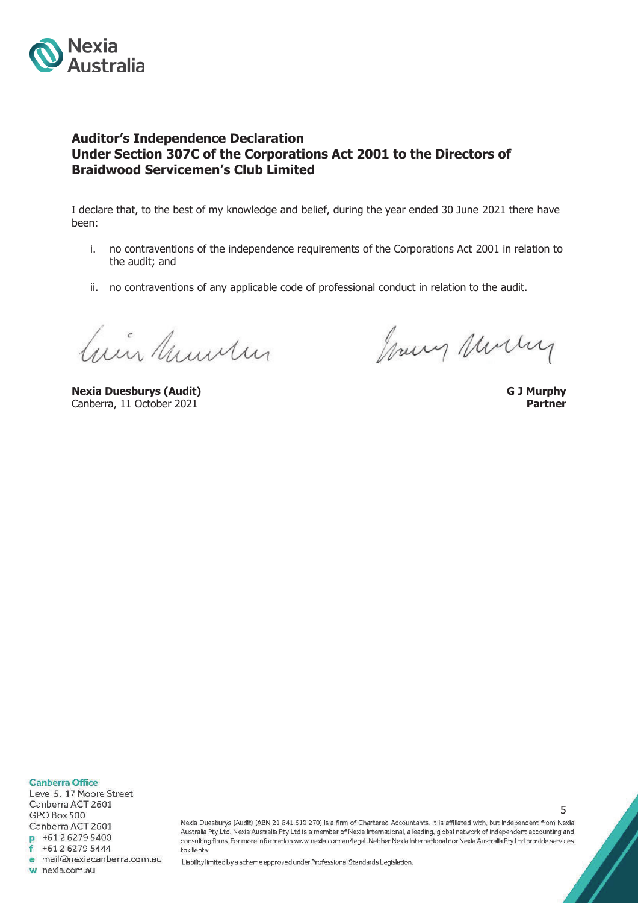Nexia Australia

## Auditor's Independence Declaration
## Under Section 307C of the Corporations Act 2001 to the Directors of Braidwood Servicemen's Club Limited

I declare that, to the best of my knowledge and belief, during the year ended 30 June 2021 there have been:

i. no contraventions of the independence requirements of the Corporations Act 2001 in relation to the audit; and

ii. no contraventions of any applicable code of professional conduct in relation to the audit.

**Nexia Duesburys (Audit)**
Canberra, 11 October 2021

**G J Murphy**
**Partner**

**Canberra Office**
Level 5, 17 Moore Street
Canberra ACT 2601
GPO Box 500
Canberra ACT 2601
p +61 2 6279 5400
f +61 2 6279 5444
e mail@nexiacanberra.com.au
w nexia.com.au

Nexia Duesburys (Audit) (ABN 21 841 510 270) is a firm of Chartered Accountants. It is affiliated with, but independent from Nexia Australia Pty Ltd. Nexia Australia Pty Ltd is a member of Nexia International, a leading, global network of independent accounting and consulting firms. For more information www.nexia.com.au/legal. Neither Nexia International nor Nexia Australia Pty Ltd provide services to clients.

Liability limited by a scheme approved under Professional Standards Legislation.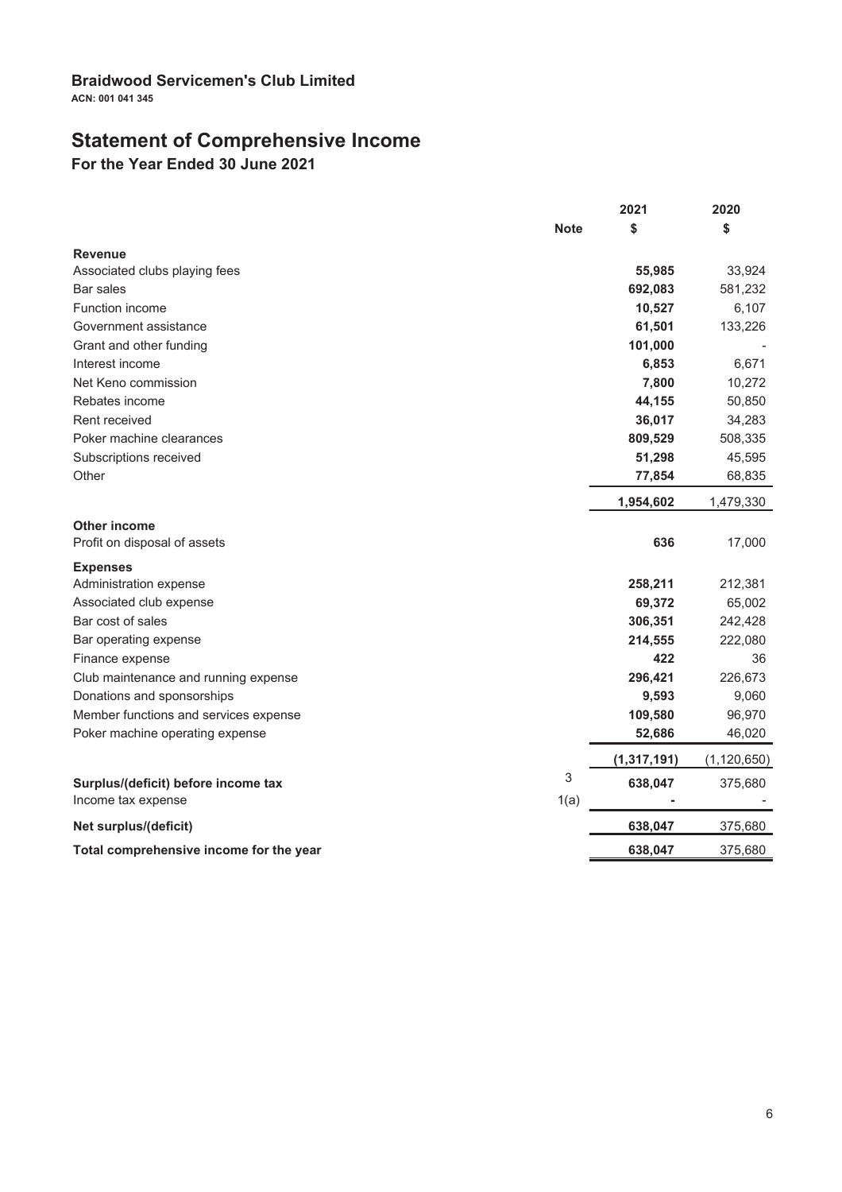**Braidwood Servicemen's Club Limited**
**ACN: 001 041 345**

# Statement of Comprehensive Income

## For the Year Ended 30 June 2021

| | Note | 2021<br>$ | 2020<br>$ |
|---|---|---|---|
| **Revenue** | | | |
| Associated clubs playing fees | | **55,985** | 33,924 |
| Bar sales | | **692,083** | 581,232 |
| Function income | | **10,527** | 6,107 |
| Government assistance | | **61,501** | 133,226 |
| Grant and other funding | | **101,000** | - |
| Interest income | | **6,853** | 6,671 |
| Net Keno commission | | **7,800** | 10,272 |
| Rebates income | | **44,155** | 50,850 |
| Rent received | | **36,017** | 34,283 |
| Poker machine clearances | | **809,529** | 508,335 |
| Subscriptions received | | **51,298** | 45,595 |
| Other | | **77,854** | 68,835 |
| | | **1,954,602** | 1,479,330 |
| **Other income** | | | |
| Profit on disposal of assets | | **636** | 17,000 |
| **Expenses** | | | |
| Administration expense | | **258,211** | 212,381 |
| Associated club expense | | **69,372** | 65,002 |
| Bar cost of sales | | **306,351** | 242,428 |
| Bar operating expense | | **214,555** | 222,080 |
| Finance expense | | **422** | 36 |
| Club maintenance and running expense | | **296,421** | 226,673 |
| Donations and sponsorships | | **9,593** | 9,060 |
| Member functions and services expense | | **109,580** | 96,970 |
| Poker machine operating expense | | **52,686** | 46,020 |
| | | **(1,317,191)** | (1,120,650) |
| **Surplus/(deficit) before income tax** | 3 | **638,047** | 375,680 |
| Income tax expense | 1(a) | **-** | - |
| **Net surplus/(deficit)** | | **638,047** | 375,680 |
| **Total comprehensive income for the year** | | **638,047** | 375,680 |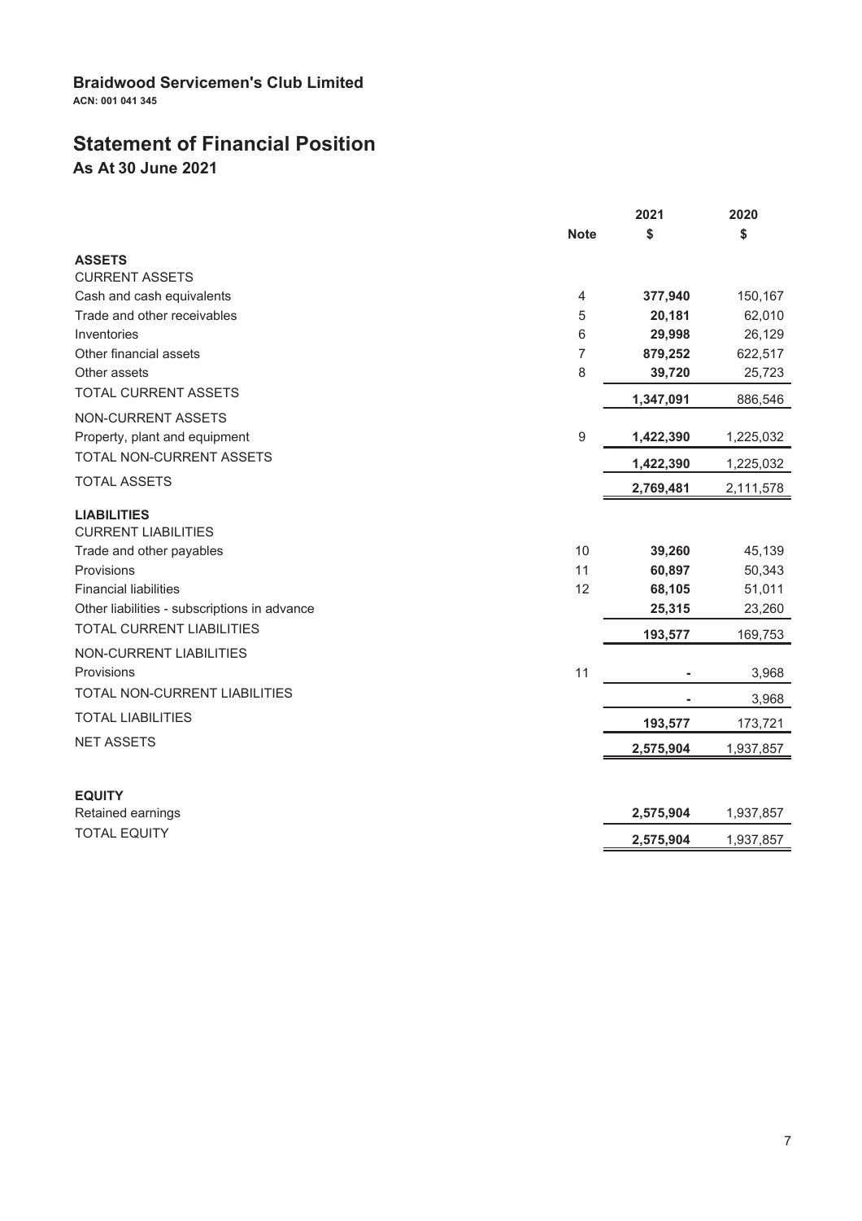**Braidwood Servicemen's Club Limited**

**ACN: 001 041 345**

# Statement of Financial Position

## As At 30 June 2021

| | Note | 2021<br>$ | 2020<br>$ |
|---|---|---|---|
| **ASSETS** | | | |
| CURRENT ASSETS | | | |
| Cash and cash equivalents | 4 | **377,940** | 150,167 |
| Trade and other receivables | 5 | **20,181** | 62,010 |
| Inventories | 6 | **29,998** | 26,129 |
| Other financial assets | 7 | **879,252** | 622,517 |
| Other assets | 8 | **39,720** | 25,723 |
| TOTAL CURRENT ASSETS | | **1,347,091** | 886,546 |
| NON-CURRENT ASSETS | | | |
| Property, plant and equipment | 9 | **1,422,390** | 1,225,032 |
| TOTAL NON-CURRENT ASSETS | | **1,422,390** | 1,225,032 |
| TOTAL ASSETS | | **2,769,481** | 2,111,578 |
| **LIABILITIES** | | | |
| CURRENT LIABILITIES | | | |
| Trade and other payables | 10 | **39,260** | 45,139 |
| Provisions | 11 | **60,897** | 50,343 |
| Financial liabilities | 12 | **68,105** | 51,011 |
| Other liabilities - subscriptions in advance | | **25,315** | 23,260 |
| TOTAL CURRENT LIABILITIES | | **193,577** | 169,753 |
| NON-CURRENT LIABILITIES | | | |
| Provisions | 11 | **-** | 3,968 |
| TOTAL NON-CURRENT LIABILITIES | | **-** | 3,968 |
| TOTAL LIABILITIES | | **193,577** | 173,721 |
| NET ASSETS | | **2,575,904** | 1,937,857 |
| | | | |
| **EQUITY** | | | |
| Retained earnings | | **2,575,904** | 1,937,857 |
| TOTAL EQUITY | | **2,575,904** | 1,937,857 |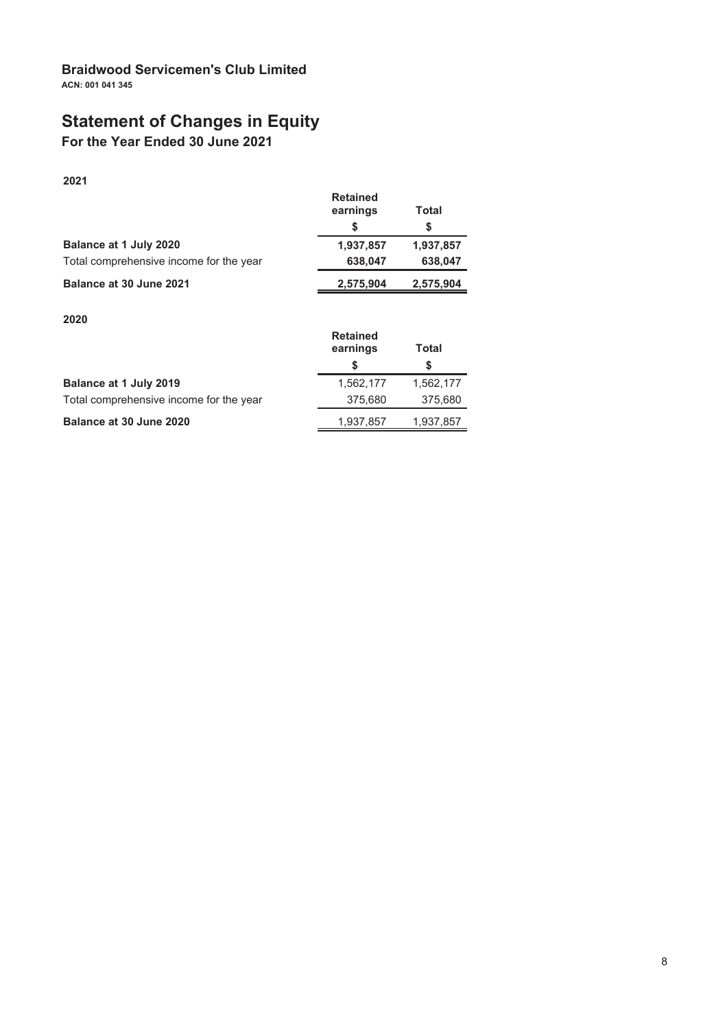**Braidwood Servicemen's Club Limited**
**ACN: 001 041 345**

# Statement of Changes in Equity

## For the Year Ended 30 June 2021

**2021**

| | Retained earnings | Total |
|---|---|---|
| | $ | $ |
| **Balance at 1 July 2020** | **1,937,857** | **1,937,857** |
| Total comprehensive income for the year | **638,047** | **638,047** |
| **Balance at 30 June 2021** | **2,575,904** | **2,575,904** |

**2020**

| | Retained earnings | Total |
|---|---|---|
| | $ | $ |
| **Balance at 1 July 2019** | 1,562,177 | 1,562,177 |
| Total comprehensive income for the year | 375,680 | 375,680 |
| **Balance at 30 June 2020** | 1,937,857 | 1,937,857 |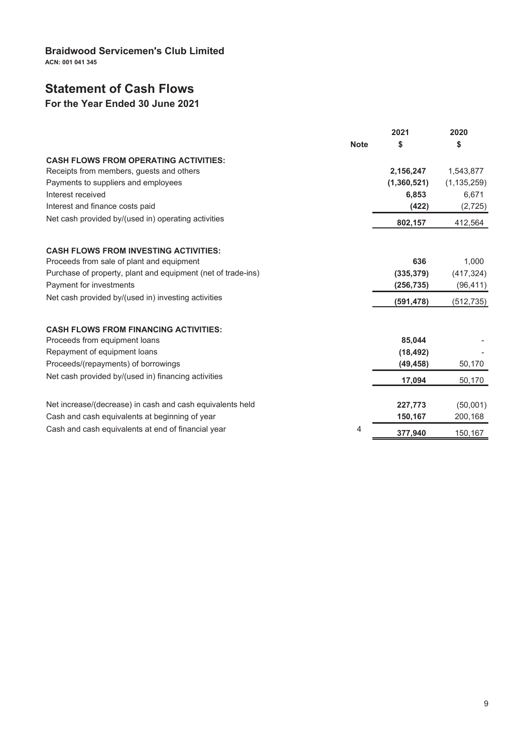**Braidwood Servicemen's Club Limited**

**ACN: 001 041 345**

# Statement of Cash Flows

## For the Year Ended 30 June 2021

| | Note | 2021<br>$ | 2020<br>$ |
|---|---|---|---|
| **CASH FLOWS FROM OPERATING ACTIVITIES:** | | | |
| Receipts from members, guests and others | | **2,156,247** | 1,543,877 |
| Payments to suppliers and employees | | **(1,360,521)** | (1,135,259) |
| Interest received | | **6,853** | 6,671 |
| Interest and finance costs paid | | **(422)** | (2,725) |
| Net cash provided by/(used in) operating activities | | **802,157** | 412,564 |
| | | | |
| **CASH FLOWS FROM INVESTING ACTIVITIES:** | | | |
| Proceeds from sale of plant and equipment | | **636** | 1,000 |
| Purchase of property, plant and equipment (net of trade-ins) | | **(335,379)** | (417,324) |
| Payment for investments | | **(256,735)** | (96,411) |
| Net cash provided by/(used in) investing activities | | **(591,478)** | (512,735) |
| | | | |
| **CASH FLOWS FROM FINANCING ACTIVITIES:** | | | |
| Proceeds from equipment loans | | **85,044** | - |
| Repayment of equipment loans | | **(18,492)** | - |
| Proceeds/(repayments) of borrowings | | **(49,458)** | 50,170 |
| Net cash provided by/(used in) financing activities | | **17,094** | 50,170 |
| | | | |
| Net increase/(decrease) in cash and cash equivalents held | | **227,773** | (50,001) |
| Cash and cash equivalents at beginning of year | | **150,167** | 200,168 |
| Cash and cash equivalents at end of financial year | 4 | **377,940** | 150,167 |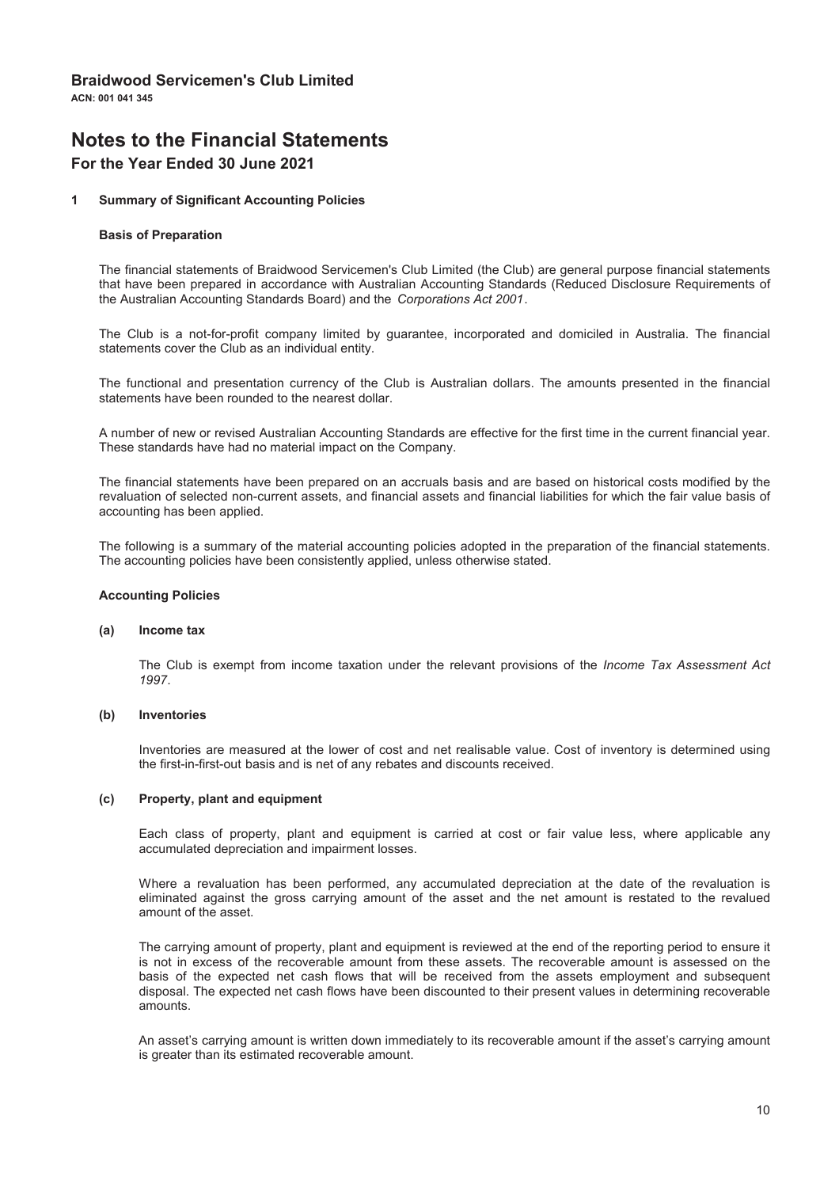**Braidwood Servicemen's Club Limited**

**ACN: 001 041 345**

# Notes to the Financial Statements

## For the Year Ended 30 June 2021

### 1 Summary of Significant Accounting Policies

#### Basis of Preparation

The financial statements of Braidwood Servicemen's Club Limited (the Club) are general purpose financial statements that have been prepared in accordance with Australian Accounting Standards (Reduced Disclosure Requirements of the Australian Accounting Standards Board) and the *Corporations Act 2001*.

The Club is a not-for-profit company limited by guarantee, incorporated and domiciled in Australia. The financial statements cover the Club as an individual entity.

The functional and presentation currency of the Club is Australian dollars. The amounts presented in the financial statements have been rounded to the nearest dollar.

A number of new or revised Australian Accounting Standards are effective for the first time in the current financial year. These standards have had no material impact on the Company.

The financial statements have been prepared on an accruals basis and are based on historical costs modified by the revaluation of selected non-current assets, and financial assets and financial liabilities for which the fair value basis of accounting has been applied.

The following is a summary of the material accounting policies adopted in the preparation of the financial statements. The accounting policies have been consistently applied, unless otherwise stated.

#### Accounting Policies

**(a) Income tax**

The Club is exempt from income taxation under the relevant provisions of the *Income Tax Assessment Act 1997*.

**(b) Inventories**

Inventories are measured at the lower of cost and net realisable value. Cost of inventory is determined using the first-in-first-out basis and is net of any rebates and discounts received.

**(c) Property, plant and equipment**

Each class of property, plant and equipment is carried at cost or fair value less, where applicable any accumulated depreciation and impairment losses.

Where a revaluation has been performed, any accumulated depreciation at the date of the revaluation is eliminated against the gross carrying amount of the asset and the net amount is restated to the revalued amount of the asset.

The carrying amount of property, plant and equipment is reviewed at the end of the reporting period to ensure it is not in excess of the recoverable amount from these assets. The recoverable amount is assessed on the basis of the expected net cash flows that will be received from the assets employment and subsequent disposal. The expected net cash flows have been discounted to their present values in determining recoverable amounts.

An asset's carrying amount is written down immediately to its recoverable amount if the asset's carrying amount is greater than its estimated recoverable amount.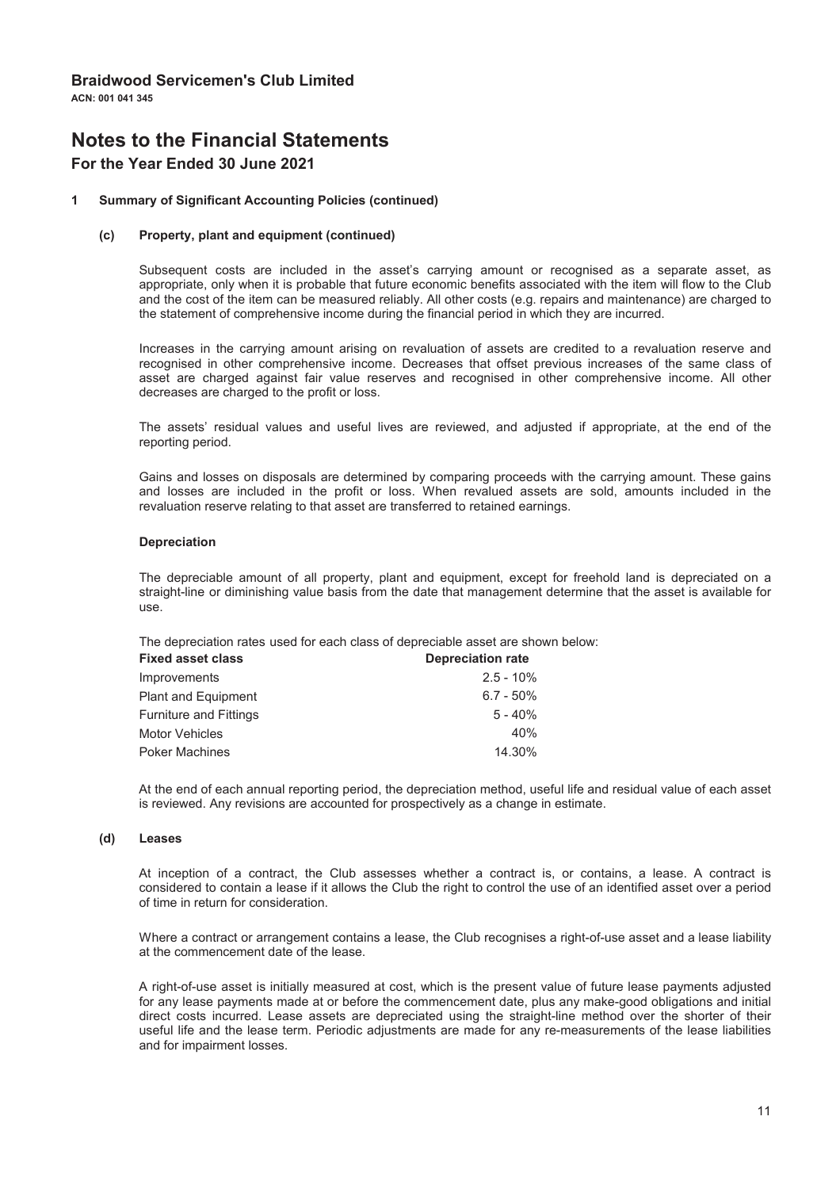**Braidwood Servicemen's Club Limited**
**ACN: 001 041 345**

# Notes to the Financial Statements

## For the Year Ended 30 June 2021

### 1 Summary of Significant Accounting Policies (continued)

#### (c) Property, plant and equipment (continued)

Subsequent costs are included in the asset's carrying amount or recognised as a separate asset, as appropriate, only when it is probable that future economic benefits associated with the item will flow to the Club and the cost of the item can be measured reliably. All other costs (e.g. repairs and maintenance) are charged to the statement of comprehensive income during the financial period in which they are incurred.

Increases in the carrying amount arising on revaluation of assets are credited to a revaluation reserve and recognised in other comprehensive income. Decreases that offset previous increases of the same class of asset are charged against fair value reserves and recognised in other comprehensive income. All other decreases are charged to the profit or loss.

The assets' residual values and useful lives are reviewed, and adjusted if appropriate, at the end of the reporting period.

Gains and losses on disposals are determined by comparing proceeds with the carrying amount. These gains and losses are included in the profit or loss. When revalued assets are sold, amounts included in the revaluation reserve relating to that asset are transferred to retained earnings.

**Depreciation**

The depreciable amount of all property, plant and equipment, except for freehold land is depreciated on a straight-line or diminishing value basis from the date that management determine that the asset is available for use.

The depreciation rates used for each class of depreciable asset are shown below:

| Fixed asset class | Depreciation rate |
|---|---|
| Improvements | 2.5 - 10% |
| Plant and Equipment | 6.7 - 50% |
| Furniture and Fittings | 5 - 40% |
| Motor Vehicles | 40% |
| Poker Machines | 14.30% |

At the end of each annual reporting period, the depreciation method, useful life and residual value of each asset is reviewed. Any revisions are accounted for prospectively as a change in estimate.

#### (d) Leases

At inception of a contract, the Club assesses whether a contract is, or contains, a lease. A contract is considered to contain a lease if it allows the Club the right to control the use of an identified asset over a period of time in return for consideration.

Where a contract or arrangement contains a lease, the Club recognises a right-of-use asset and a lease liability at the commencement date of the lease.

A right-of-use asset is initially measured at cost, which is the present value of future lease payments adjusted for any lease payments made at or before the commencement date, plus any make-good obligations and initial direct costs incurred. Lease assets are depreciated using the straight-line method over the shorter of their useful life and the lease term. Periodic adjustments are made for any re-measurements of the lease liabilities and for impairment losses.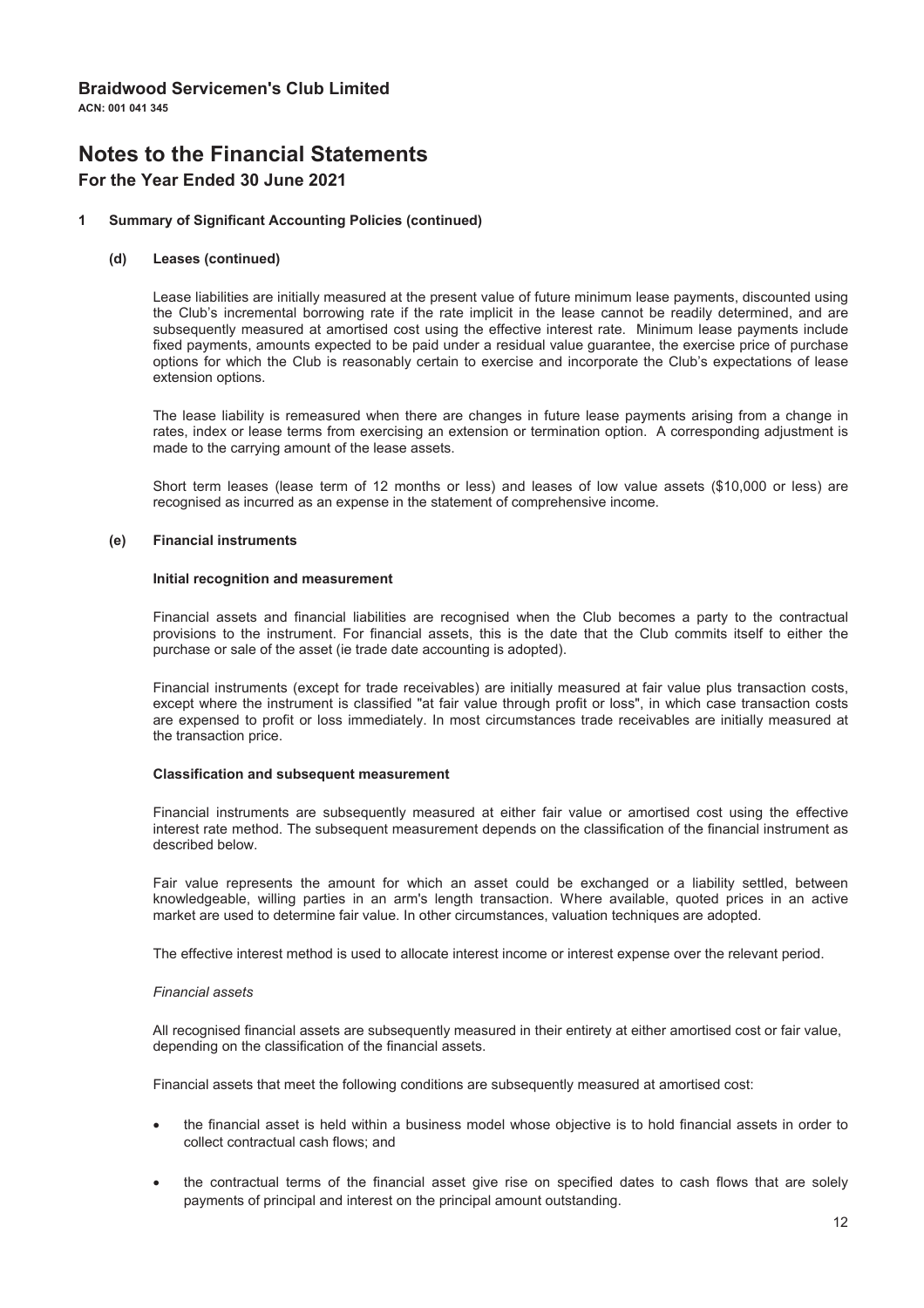**Braidwood Servicemen's Club Limited**
**ACN: 001 041 345**

# Notes to the Financial Statements
## For the Year Ended 30 June 2021

### 1 Summary of Significant Accounting Policies (continued)

#### (d) Leases (continued)

Lease liabilities are initially measured at the present value of future minimum lease payments, discounted using the Club's incremental borrowing rate if the rate implicit in the lease cannot be readily determined, and are subsequently measured at amortised cost using the effective interest rate. Minimum lease payments include fixed payments, amounts expected to be paid under a residual value guarantee, the exercise price of purchase options for which the Club is reasonably certain to exercise and incorporate the Club's expectations of lease extension options.

The lease liability is remeasured when there are changes in future lease payments arising from a change in rates, index or lease terms from exercising an extension or termination option. A corresponding adjustment is made to the carrying amount of the lease assets.

Short term leases (lease term of 12 months or less) and leases of low value assets ($10,000 or less) are recognised as incurred as an expense in the statement of comprehensive income.

#### (e) Financial instruments

**Initial recognition and measurement**

Financial assets and financial liabilities are recognised when the Club becomes a party to the contractual provisions to the instrument. For financial assets, this is the date that the Club commits itself to either the purchase or sale of the asset (ie trade date accounting is adopted).

Financial instruments (except for trade receivables) are initially measured at fair value plus transaction costs, except where the instrument is classified "at fair value through profit or loss", in which case transaction costs are expensed to profit or loss immediately. In most circumstances trade receivables are initially measured at the transaction price.

**Classification and subsequent measurement**

Financial instruments are subsequently measured at either fair value or amortised cost using the effective interest rate method. The subsequent measurement depends on the classification of the financial instrument as described below.

Fair value represents the amount for which an asset could be exchanged or a liability settled, between knowledgeable, willing parties in an arm's length transaction. Where available, quoted prices in an active market are used to determine fair value. In other circumstances, valuation techniques are adopted.

The effective interest method is used to allocate interest income or interest expense over the relevant period.

*Financial assets*

All recognised financial assets are subsequently measured in their entirety at either amortised cost or fair value, depending on the classification of the financial assets.

Financial assets that meet the following conditions are subsequently measured at amortised cost:

- the financial asset is held within a business model whose objective is to hold financial assets in order to collect contractual cash flows; and
- the contractual terms of the financial asset give rise on specified dates to cash flows that are solely payments of principal and interest on the principal amount outstanding.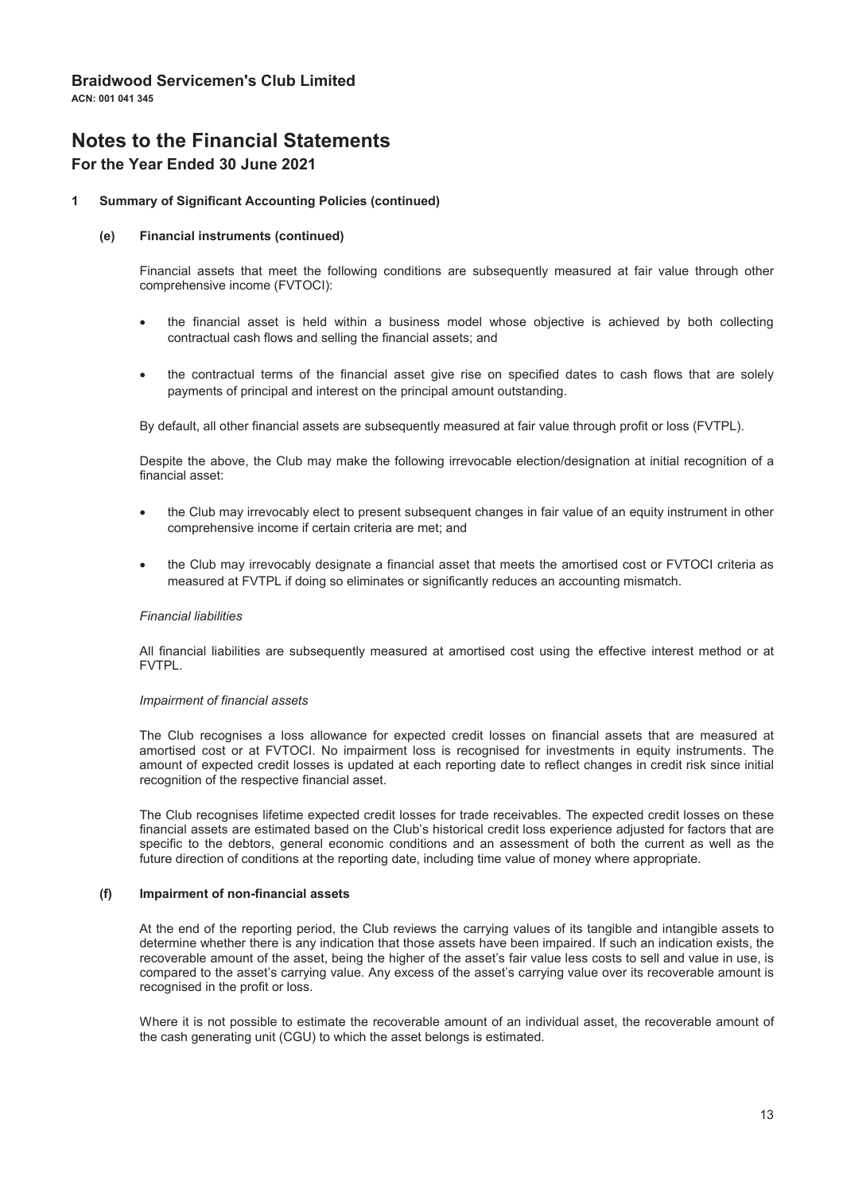**Braidwood Servicemen's Club Limited**
**ACN: 001 041 345**

# Notes to the Financial Statements

## For the Year Ended 30 June 2021

### 1 Summary of Significant Accounting Policies (continued)

#### (e) Financial instruments (continued)

Financial assets that meet the following conditions are subsequently measured at fair value through other comprehensive income (FVTOCI):

- the financial asset is held within a business model whose objective is achieved by both collecting contractual cash flows and selling the financial assets; and
- the contractual terms of the financial asset give rise on specified dates to cash flows that are solely payments of principal and interest on the principal amount outstanding.

By default, all other financial assets are subsequently measured at fair value through profit or loss (FVTPL).

Despite the above, the Club may make the following irrevocable election/designation at initial recognition of a financial asset:

- the Club may irrevocably elect to present subsequent changes in fair value of an equity instrument in other comprehensive income if certain criteria are met; and
- the Club may irrevocably designate a financial asset that meets the amortised cost or FVTOCI criteria as measured at FVTPL if doing so eliminates or significantly reduces an accounting mismatch.

*Financial liabilities*

All financial liabilities are subsequently measured at amortised cost using the effective interest method or at FVTPL.

*Impairment of financial assets*

The Club recognises a loss allowance for expected credit losses on financial assets that are measured at amortised cost or at FVTOCI. No impairment loss is recognised for investments in equity instruments. The amount of expected credit losses is updated at each reporting date to reflect changes in credit risk since initial recognition of the respective financial asset.

The Club recognises lifetime expected credit losses for trade receivables. The expected credit losses on these financial assets are estimated based on the Club's historical credit loss experience adjusted for factors that are specific to the debtors, general economic conditions and an assessment of both the current as well as the future direction of conditions at the reporting date, including time value of money where appropriate.

#### (f) Impairment of non-financial assets

At the end of the reporting period, the Club reviews the carrying values of its tangible and intangible assets to determine whether there is any indication that those assets have been impaired. If such an indication exists, the recoverable amount of the asset, being the higher of the asset's fair value less costs to sell and value in use, is compared to the asset's carrying value. Any excess of the asset's carrying value over its recoverable amount is recognised in the profit or loss.

Where it is not possible to estimate the recoverable amount of an individual asset, the recoverable amount of the cash generating unit (CGU) to which the asset belongs is estimated.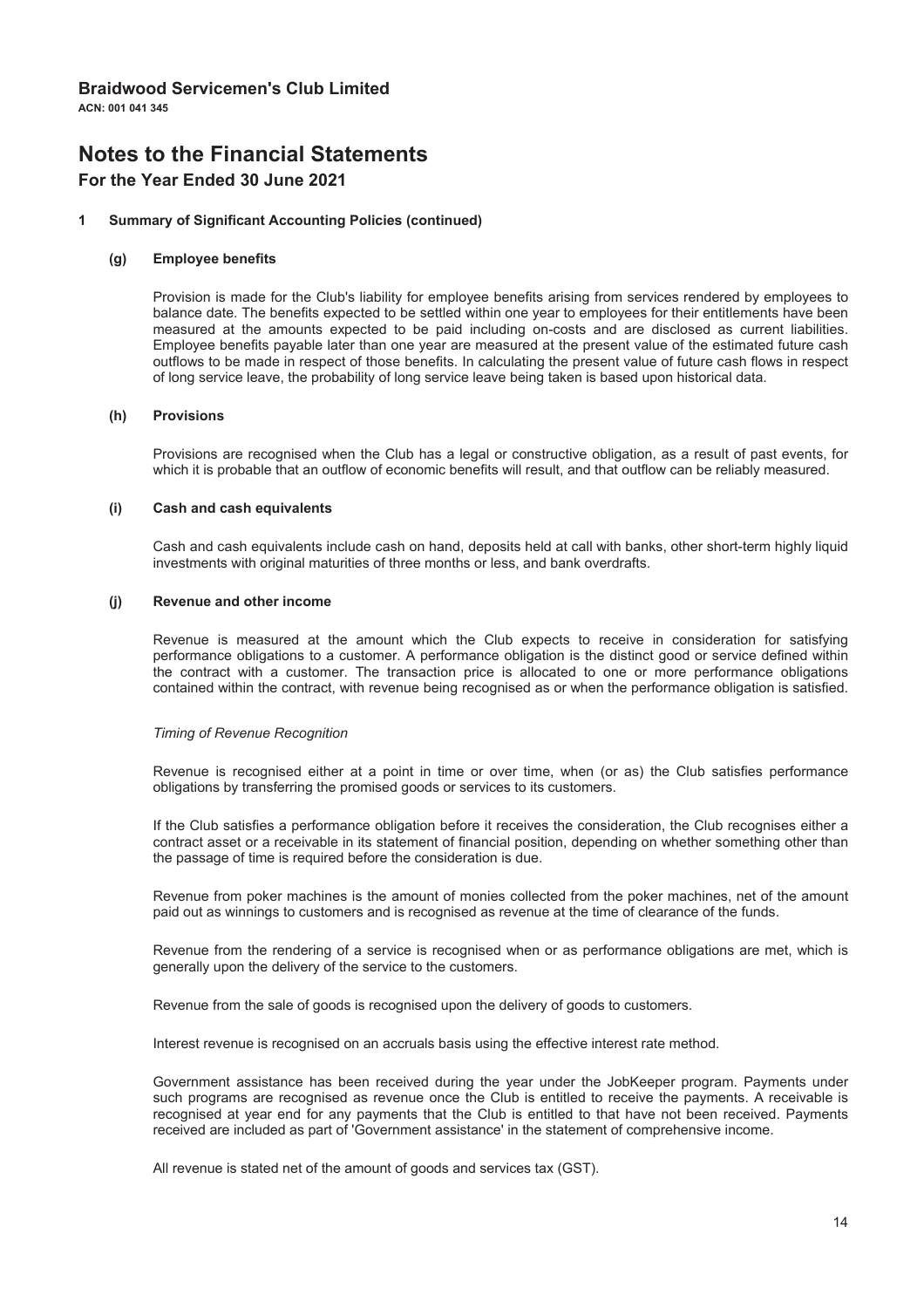**Braidwood Servicemen's Club Limited**
**ACN: 001 041 345**

# Notes to the Financial Statements

## For the Year Ended 30 June 2021

### 1 Summary of Significant Accounting Policies (continued)

#### (g) Employee benefits

Provision is made for the Club's liability for employee benefits arising from services rendered by employees to balance date. The benefits expected to be settled within one year to employees for their entitlements have been measured at the amounts expected to be paid including on-costs and are disclosed as current liabilities. Employee benefits payable later than one year are measured at the present value of the estimated future cash outflows to be made in respect of those benefits. In calculating the present value of future cash flows in respect of long service leave, the probability of long service leave being taken is based upon historical data.

#### (h) Provisions

Provisions are recognised when the Club has a legal or constructive obligation, as a result of past events, for which it is probable that an outflow of economic benefits will result, and that outflow can be reliably measured.

#### (i) Cash and cash equivalents

Cash and cash equivalents include cash on hand, deposits held at call with banks, other short-term highly liquid investments with original maturities of three months or less, and bank overdrafts.

#### (j) Revenue and other income

Revenue is measured at the amount which the Club expects to receive in consideration for satisfying performance obligations to a customer. A performance obligation is the distinct good or service defined within the contract with a customer. The transaction price is allocated to one or more performance obligations contained within the contract, with revenue being recognised as or when the performance obligation is satisfied.

*Timing of Revenue Recognition*

Revenue is recognised either at a point in time or over time, when (or as) the Club satisfies performance obligations by transferring the promised goods or services to its customers.

If the Club satisfies a performance obligation before it receives the consideration, the Club recognises either a contract asset or a receivable in its statement of financial position, depending on whether something other than the passage of time is required before the consideration is due.

Revenue from poker machines is the amount of monies collected from the poker machines, net of the amount paid out as winnings to customers and is recognised as revenue at the time of clearance of the funds.

Revenue from the rendering of a service is recognised when or as performance obligations are met, which is generally upon the delivery of the service to the customers.

Revenue from the sale of goods is recognised upon the delivery of goods to customers.

Interest revenue is recognised on an accruals basis using the effective interest rate method.

Government assistance has been received during the year under the JobKeeper program. Payments under such programs are recognised as revenue once the Club is entitled to receive the payments. A receivable is recognised at year end for any payments that the Club is entitled to that have not been received. Payments received are included as part of 'Government assistance' in the statement of comprehensive income.

All revenue is stated net of the amount of goods and services tax (GST).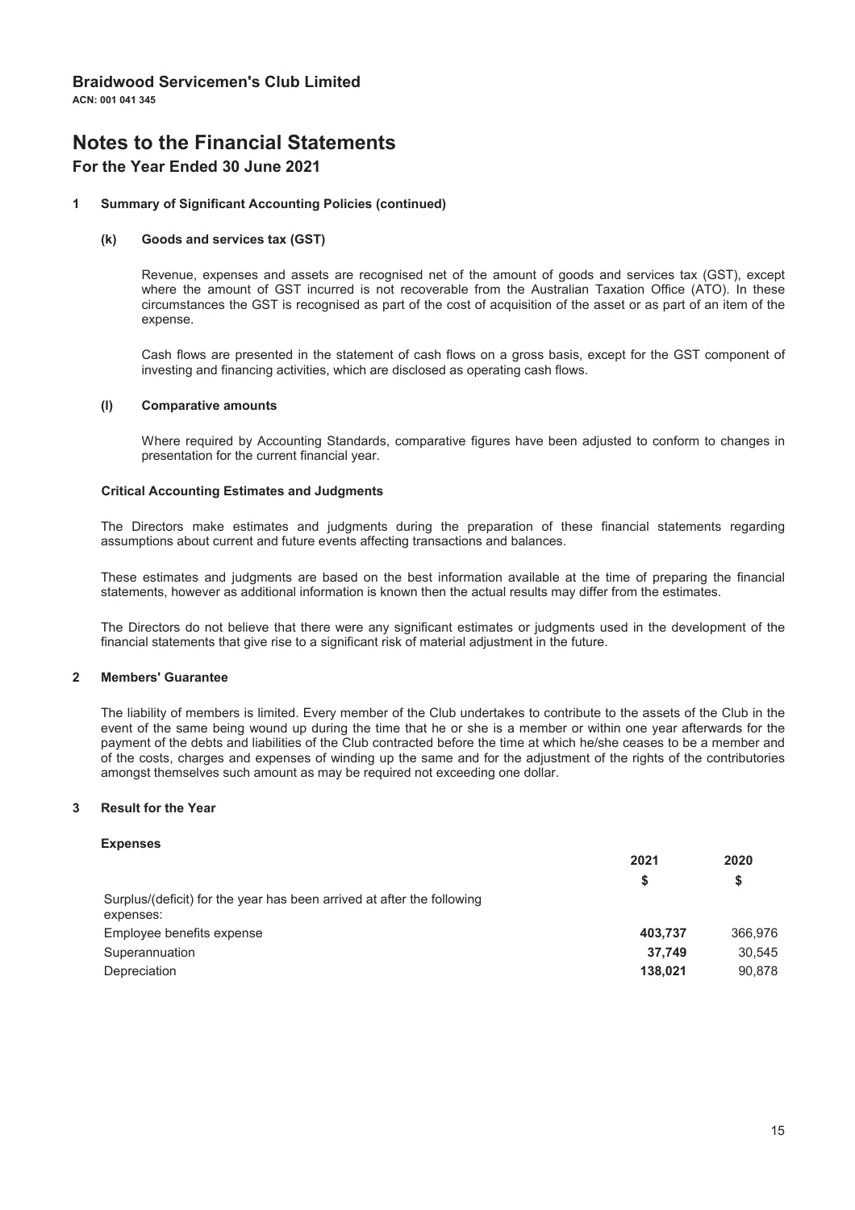# Braidwood Servicemen's Club Limited

**ACN: 001 041 345**

# Notes to the Financial Statements

## For the Year Ended 30 June 2021

### 1 Summary of Significant Accounting Policies (continued)

#### (k) Goods and services tax (GST)

Revenue, expenses and assets are recognised net of the amount of goods and services tax (GST), except where the amount of GST incurred is not recoverable from the Australian Taxation Office (ATO). In these circumstances the GST is recognised as part of the cost of acquisition of the asset or as part of an item of the expense.

Cash flows are presented in the statement of cash flows on a gross basis, except for the GST component of investing and financing activities, which are disclosed as operating cash flows.

#### (l) Comparative amounts

Where required by Accounting Standards, comparative figures have been adjusted to conform to changes in presentation for the current financial year.

#### Critical Accounting Estimates and Judgments

The Directors make estimates and judgments during the preparation of these financial statements regarding assumptions about current and future events affecting transactions and balances.

These estimates and judgments are based on the best information available at the time of preparing the financial statements, however as additional information is known then the actual results may differ from the estimates.

The Directors do not believe that there were any significant estimates or judgments used in the development of the financial statements that give rise to a significant risk of material adjustment in the future.

### 2 Members' Guarantee

The liability of members is limited. Every member of the Club undertakes to contribute to the assets of the Club in the event of the same being wound up during the time that he or she is a member or within one year afterwards for the payment of the debts and liabilities of the Club contracted before the time at which he/she ceases to be a member and of the costs, charges and expenses of winding up the same and for the adjustment of the rights of the contributories amongst themselves such amount as may be required not exceeding one dollar.

### 3 Result for the Year

**Expenses**

| | 2021 | 2020 |
|---|---|---|
| | $ | $ |
| Surplus/(deficit) for the year has been arrived at after the following expenses: | | |
| Employee benefits expense | **403,737** | 366,976 |
| Superannuation | **37,749** | 30,545 |
| Depreciation | **138,021** | 90,878 |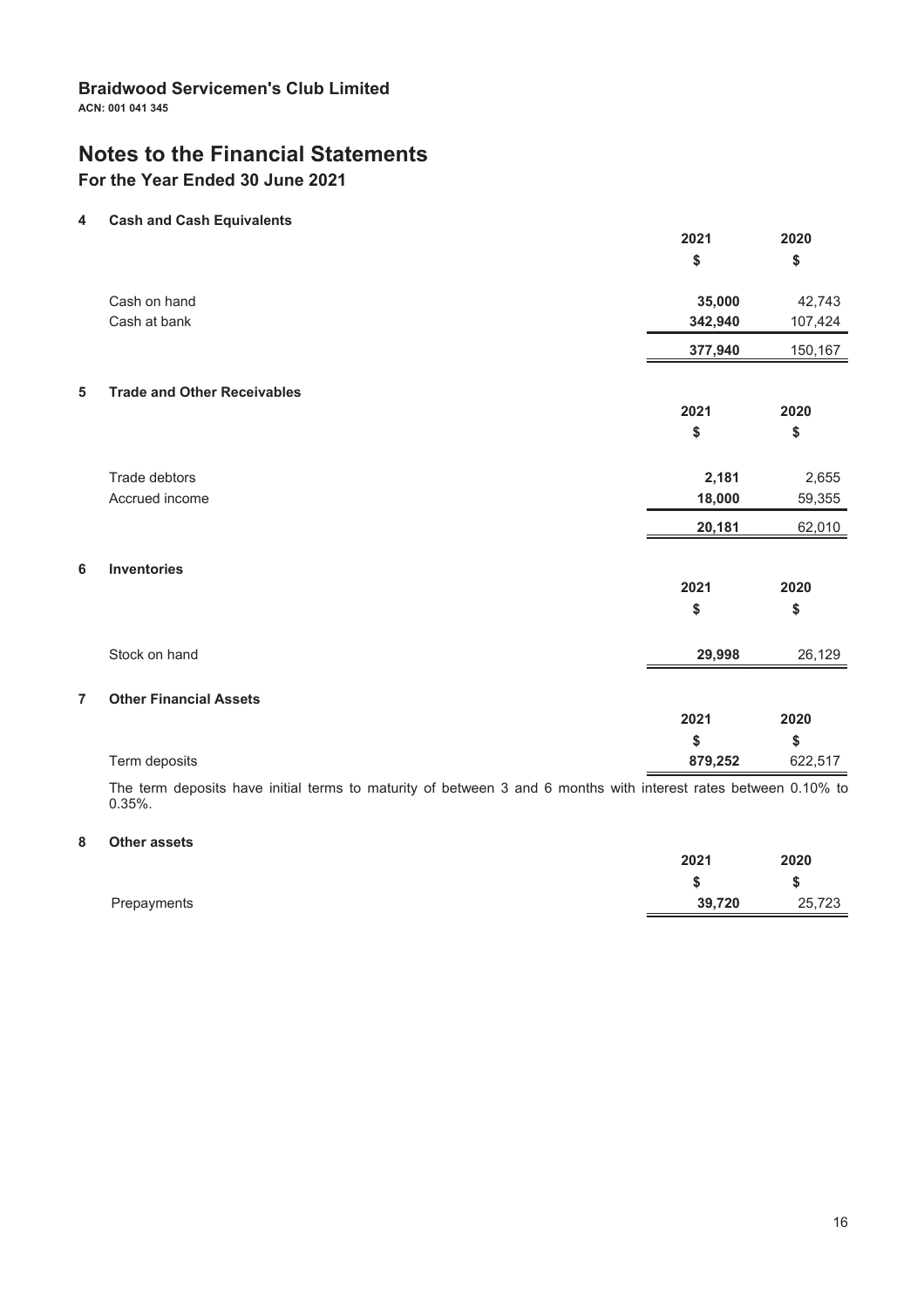**Braidwood Servicemen's Club Limited**
**ACN: 001 041 345**

# Notes to the Financial Statements

## For the Year Ended 30 June 2021

### 4 Cash and Cash Equivalents

| | 2021 | 2020 |
|---|---|---|
| | $ | $ |
| Cash on hand | **35,000** | 42,743 |
| Cash at bank | **342,940** | 107,424 |
| | **377,940** | 150,167 |

### 5 Trade and Other Receivables

| | 2021 | 2020 |
|---|---|---|
| | $ | $ |
| Trade debtors | **2,181** | 2,655 |
| Accrued income | **18,000** | 59,355 |
| | **20,181** | 62,010 |

### 6 Inventories

| | 2021 | 2020 |
|---|---|---|
| | $ | $ |
| Stock on hand | **29,998** | 26,129 |

### 7 Other Financial Assets

| | 2021 | 2020 |
|---|---|---|
| | $ | $ |
| Term deposits | **879,252** | 622,517 |

The term deposits have initial terms to maturity of between 3 and 6 months with interest rates between 0.10% to 0.35%.

### 8 Other assets

| | 2021 | 2020 |
|---|---|---|
| | $ | $ |
| Prepayments | **39,720** | 25,723 |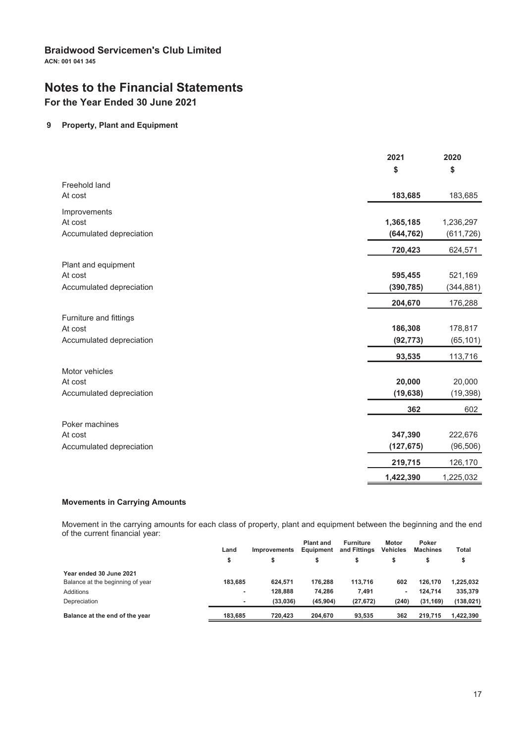## Braidwood Servicemen's Club Limited

**ACN: 001 041 345**

# Notes to the Financial Statements

## For the Year Ended 30 June 2021

### 9 Property, Plant and Equipment

| | 2021 | 2020 |
|---|---|---|
| | $ | $ |
| **Freehold land** | | |
| At cost | **183,685** | 183,685 |
| **Improvements** | | |
| At cost | **1,365,185** | 1,236,297 |
| Accumulated depreciation | **(644,762)** | (611,726) |
| | **720,423** | 624,571 |
| **Plant and equipment** | | |
| At cost | **595,455** | 521,169 |
| Accumulated depreciation | **(390,785)** | (344,881) |
| | **204,670** | 176,288 |
| **Furniture and fittings** | | |
| At cost | **186,308** | 178,817 |
| Accumulated depreciation | **(92,773)** | (65,101) |
| | **93,535** | 113,716 |
| **Motor vehicles** | | |
| At cost | **20,000** | 20,000 |
| Accumulated depreciation | **(19,638)** | (19,398) |
| | **362** | 602 |
| **Poker machines** | | |
| At cost | **347,390** | 222,676 |
| Accumulated depreciation | **(127,675)** | (96,506) |
| | **219,715** | 126,170 |
| | **1,422,390** | 1,225,032 |

#### Movements in Carrying Amounts

Movement in the carrying amounts for each class of property, plant and equipment between the beginning and the end of the current financial year:

| | Land | Improvements | Plant and Equipment | Furniture and Fittings | Motor Vehicles | Poker Machines | Total |
|---|---|---|---|---|---|---|---|
| | $ | $ | $ | $ | $ | $ | $ |
| **Year ended 30 June 2021** | | | | | | | |
| Balance at the beginning of year | 183,685 | 624,571 | 176,288 | 113,716 | 602 | 126,170 | 1,225,032 |
| Additions | - | 128,888 | 74,286 | 7,491 | - | 124,714 | 335,379 |
| Depreciation | - | (33,036) | (45,904) | (27,672) | (240) | (31,169) | (138,021) |
| **Balance at the end of the year** | **183,685** | **720,423** | **204,670** | **93,535** | **362** | **219,715** | **1,422,390** |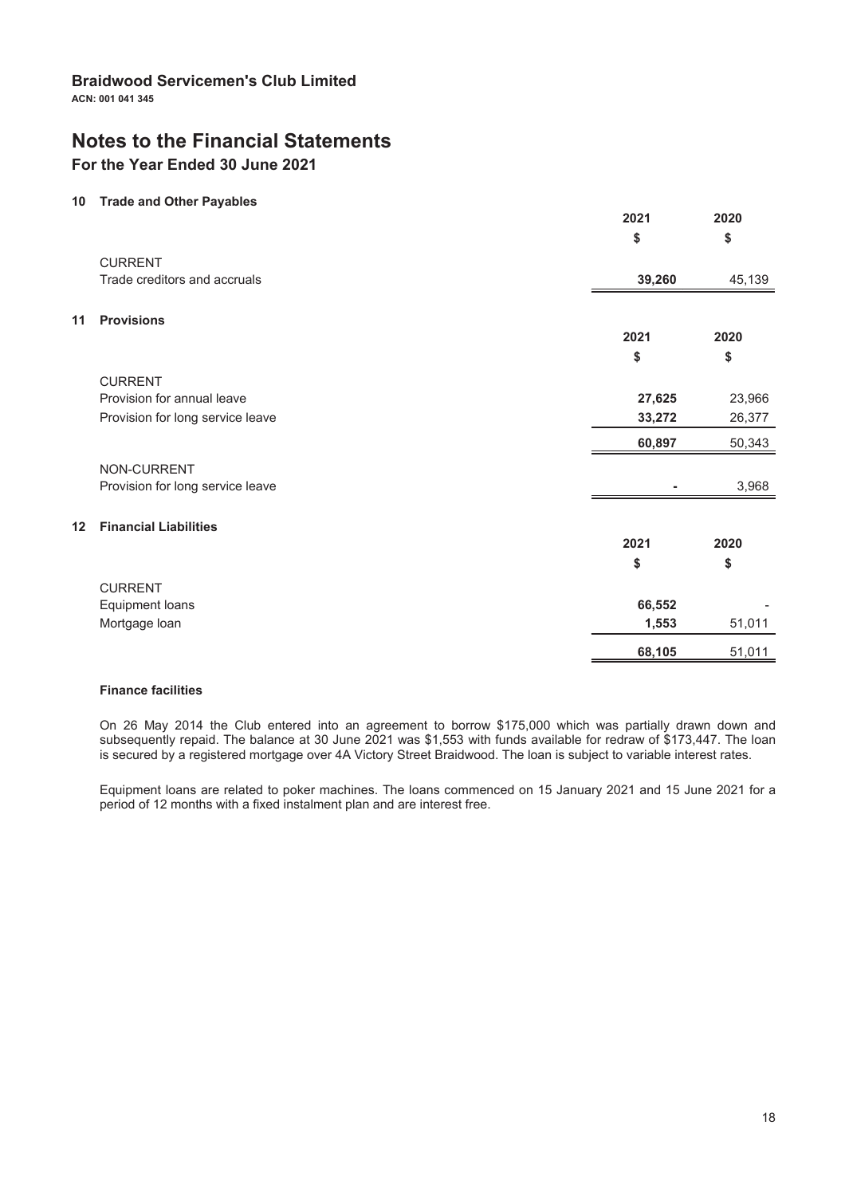# Braidwood Servicemen's Club Limited

**ACN: 001 041 345**

# Notes to the Financial Statements

## For the Year Ended 30 June 2021

### 10 Trade and Other Payables

| | 2021 | 2020 |
|---|---|---|
| | $ | $ |
| CURRENT | | |
| Trade creditors and accruals | **39,260** | 45,139 |

### 11 Provisions

| | 2021 | 2020 |
|---|---|---|
| | $ | $ |
| CURRENT | | |
| Provision for annual leave | **27,625** | 23,966 |
| Provision for long service leave | **33,272** | 26,377 |
| | **60,897** | 50,343 |

| | 2021 | 2020 |
|---|---|---|
| NON-CURRENT | | |
| Provision for long service leave | **-** | 3,968 |

### 12 Financial Liabilities

| | 2021 | 2020 |
|---|---|---|
| | $ | $ |
| CURRENT | | |
| Equipment loans | **66,552** | - |
| Mortgage loan | **1,553** | 51,011 |
| | **68,105** | 51,011 |

**Finance facilities**

On 26 May 2014 the Club entered into an agreement to borrow $175,000 which was partially drawn down and subsequently repaid. The balance at 30 June 2021 was $1,553 with funds available for redraw of $173,447. The loan is secured by a registered mortgage over 4A Victory Street Braidwood. The loan is subject to variable interest rates.

Equipment loans are related to poker machines. The loans commenced on 15 January 2021 and 15 June 2021 for a period of 12 months with a fixed instalment plan and are interest free.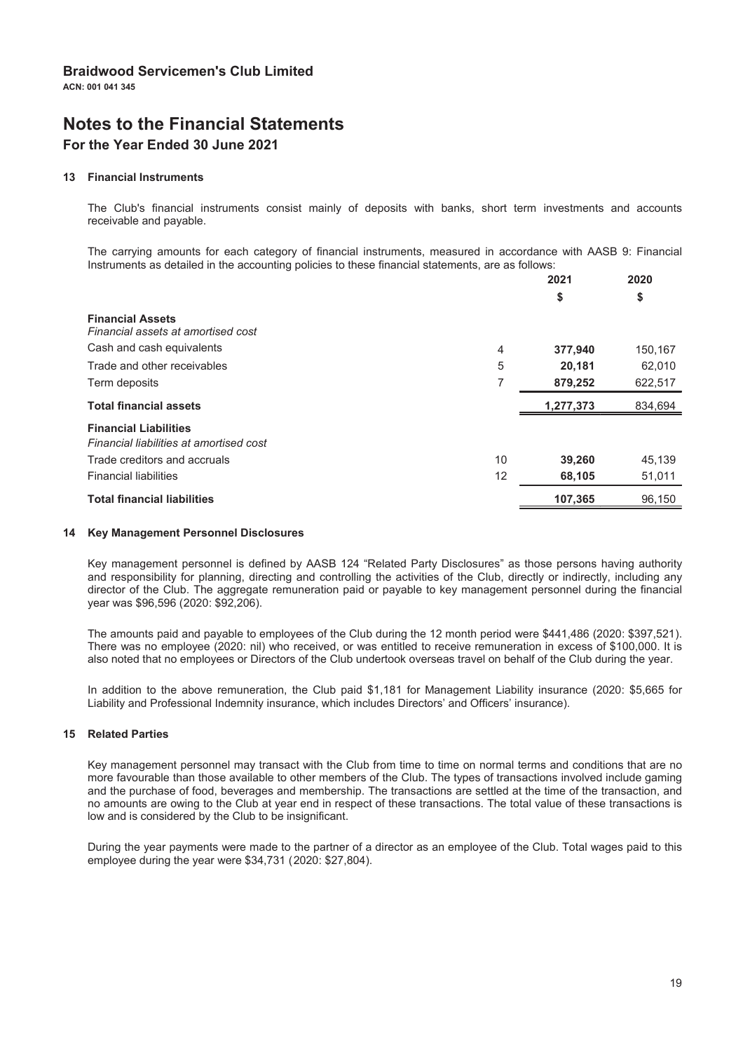# Braidwood Servicemen's Club Limited

**ACN: 001 041 345**

# Notes to the Financial Statements

## For the Year Ended 30 June 2021

### 13 Financial Instruments

The Club's financial instruments consist mainly of deposits with banks, short term investments and accounts receivable and payable.

The carrying amounts for each category of financial instruments, measured in accordance with AASB 9: Financial Instruments as detailed in the accounting policies to these financial statements, are as follows:

| | | 2021 | 2020 |
|---|---|---|---|
| | | $ | $ |
| **Financial Assets** | | | |
| *Financial assets at amortised cost* | | | |
| Cash and cash equivalents | 4 | **377,940** | 150,167 |
| Trade and other receivables | 5 | **20,181** | 62,010 |
| Term deposits | 7 | **879,252** | 622,517 |
| **Total financial assets** | | **1,277,373** | 834,694 |
| **Financial Liabilities** | | | |
| *Financial liabilities at amortised cost* | | | |
| Trade creditors and accruals | 10 | **39,260** | 45,139 |
| Financial liabilities | 12 | **68,105** | 51,011 |
| **Total financial liabilities** | | **107,365** | 96,150 |

### 14 Key Management Personnel Disclosures

Key management personnel is defined by AASB 124 "Related Party Disclosures" as those persons having authority and responsibility for planning, directing and controlling the activities of the Club, directly or indirectly, including any director of the Club. The aggregate remuneration paid or payable to key management personnel during the financial year was $96,596 (2020: $92,206).

The amounts paid and payable to employees of the Club during the 12 month period were $441,486 (2020: $397,521). There was no employee (2020: nil) who received, or was entitled to receive remuneration in excess of $100,000. It is also noted that no employees or Directors of the Club undertook overseas travel on behalf of the Club during the year.

In addition to the above remuneration, the Club paid $1,181 for Management Liability insurance (2020: $5,665 for Liability and Professional Indemnity insurance, which includes Directors' and Officers' insurance).

### 15 Related Parties

Key management personnel may transact with the Club from time to time on normal terms and conditions that are no more favourable than those available to other members of the Club. The types of transactions involved include gaming and the purchase of food, beverages and membership. The transactions are settled at the time of the transaction, and no amounts are owing to the Club at year end in respect of these transactions. The total value of these transactions is low and is considered by the Club to be insignificant.

During the year payments were made to the partner of a director as an employee of the Club. Total wages paid to this employee during the year were $34,731 (2020: $27,804).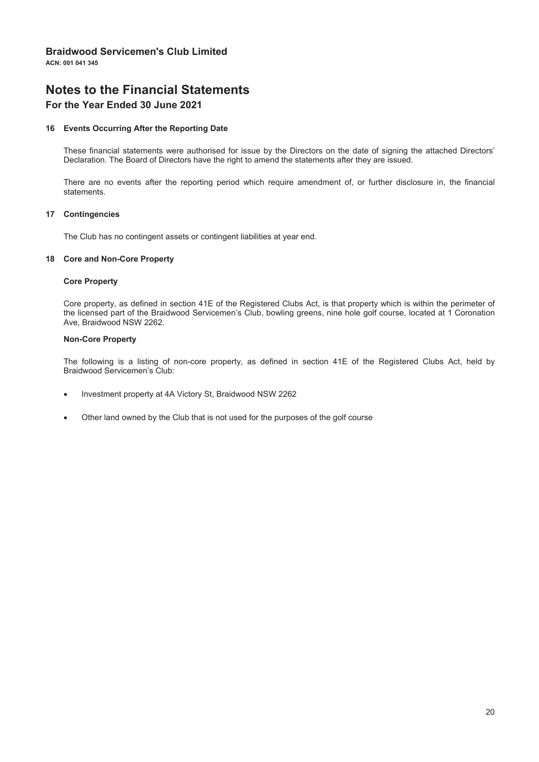# Braidwood Servicemen's Club Limited

**ACN: 001 041 345**

# Notes to the Financial Statements

## For the Year Ended 30 June 2021

### 16 Events Occurring After the Reporting Date

These financial statements were authorised for issue by the Directors on the date of signing the attached Directors' Declaration. The Board of Directors have the right to amend the statements after they are issued.

There are no events after the reporting period which require amendment of, or further disclosure in, the financial statements.

### 17 Contingencies

The Club has no contingent assets or contingent liabilities at year end.

### 18 Core and Non-Core Property

**Core Property**

Core property, as defined in section 41E of the Registered Clubs Act, is that property which is within the perimeter of the licensed part of the Braidwood Servicemen's Club, bowling greens, nine hole golf course, located at 1 Coronation Ave, Braidwood NSW 2262.

**Non-Core Property**

The following is a listing of non-core property, as defined in section 41E of the Registered Clubs Act, held by Braidwood Servicemen's Club:

- Investment property at 4A Victory St, Braidwood NSW 2262
- Other land owned by the Club that is not used for the purposes of the golf course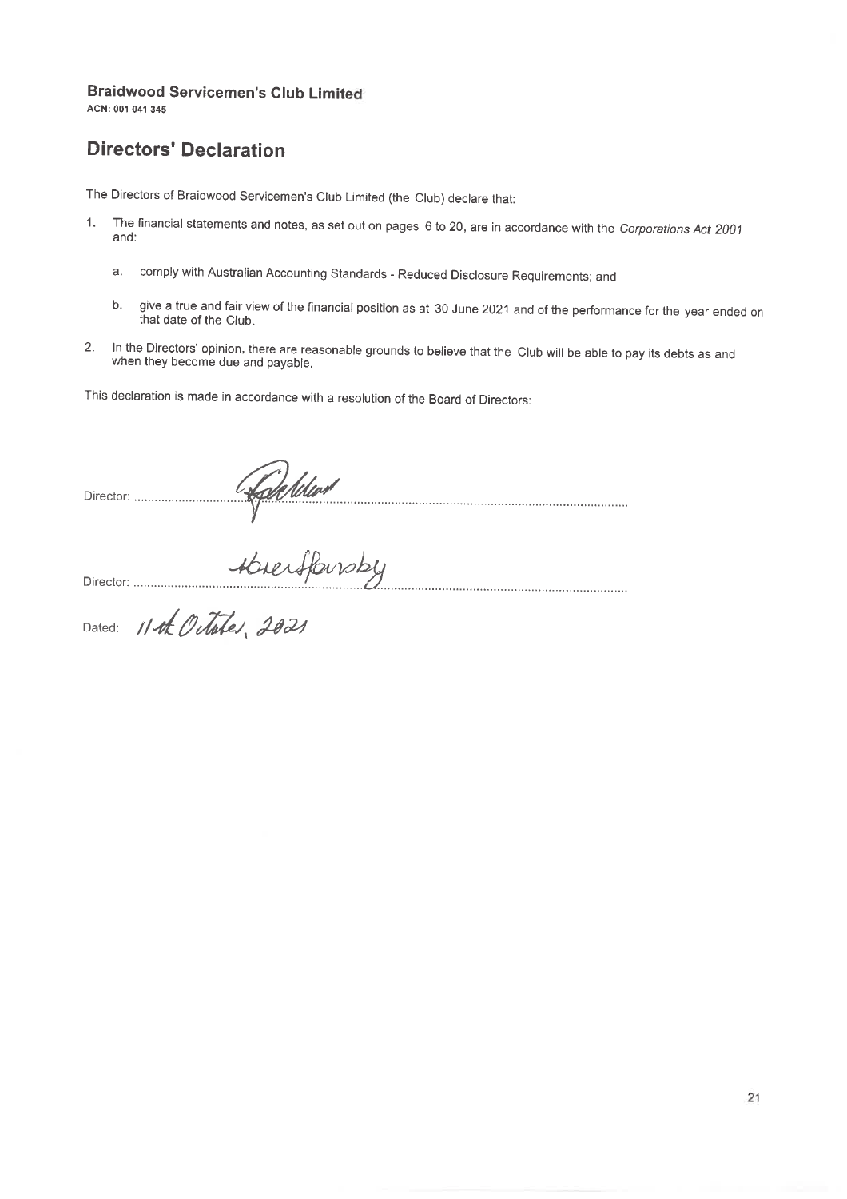**Braidwood Servicemen's Club Limited**
**ACN: 001 041 345**

## Directors' Declaration

The Directors of Braidwood Servicemen's Club Limited (the Club) declare that:

1. The financial statements and notes, as set out on pages 6 to 20, are in accordance with the *Corporations Act 2001* and:

   a. comply with Australian Accounting Standards - Reduced Disclosure Requirements; and

   b. give a true and fair view of the financial position as at 30 June 2021 and of the performance for the year ended on that date of the Club.

2. In the Directors' opinion, there are reasonable grounds to believe that the Club will be able to pay its debts as and when they become due and payable.

This declaration is made in accordance with a resolution of the Board of Directors:

Director: ..........................................................................................................

Director: ..........................................................................................................

Dated: 11th October, 2021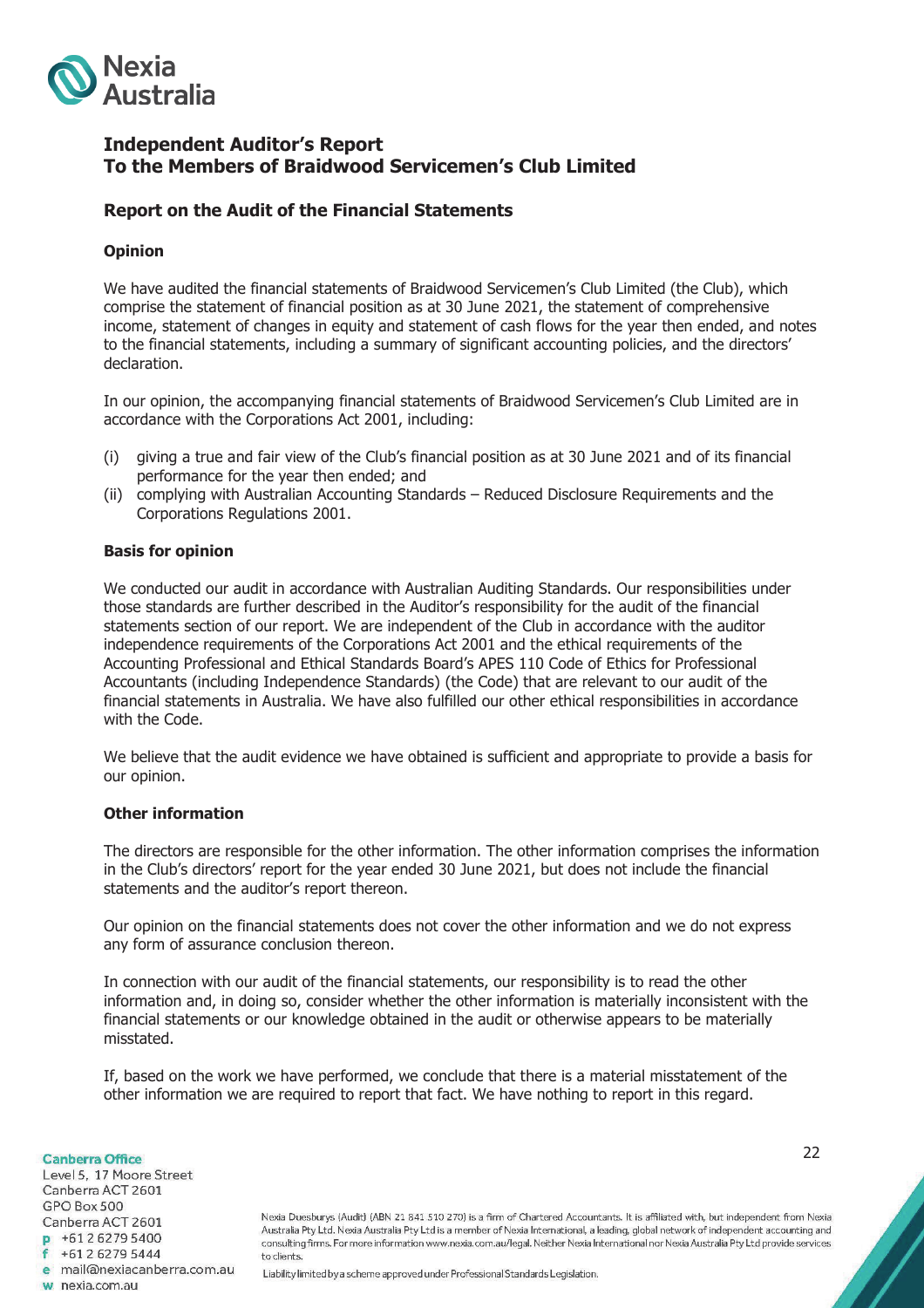# Independent Auditor's Report
# To the Members of Braidwood Servicemen's Club Limited

## Report on the Audit of the Financial Statements

### Opinion

We have audited the financial statements of Braidwood Servicemen's Club Limited (the Club), which comprise the statement of financial position as at 30 June 2021, the statement of comprehensive income, statement of changes in equity and statement of cash flows for the year then ended, and notes to the financial statements, including a summary of significant accounting policies, and the directors' declaration.

In our opinion, the accompanying financial statements of Braidwood Servicemen's Club Limited are in accordance with the Corporations Act 2001, including:

(i) giving a true and fair view of the Club's financial position as at 30 June 2021 and of its financial performance for the year then ended; and
(ii) complying with Australian Accounting Standards – Reduced Disclosure Requirements and the Corporations Regulations 2001.

### Basis for opinion

We conducted our audit in accordance with Australian Auditing Standards. Our responsibilities under those standards are further described in the Auditor's responsibility for the audit of the financial statements section of our report. We are independent of the Club in accordance with the auditor independence requirements of the Corporations Act 2001 and the ethical requirements of the Accounting Professional and Ethical Standards Board's APES 110 Code of Ethics for Professional Accountants (including Independence Standards) (the Code) that are relevant to our audit of the financial statements in Australia. We have also fulfilled our other ethical responsibilities in accordance with the Code.

We believe that the audit evidence we have obtained is sufficient and appropriate to provide a basis for our opinion.

### Other information

The directors are responsible for the other information. The other information comprises the information in the Club's directors' report for the year ended 30 June 2021, but does not include the financial statements and the auditor's report thereon.

Our opinion on the financial statements does not cover the other information and we do not express any form of assurance conclusion thereon.

In connection with our audit of the financial statements, our responsibility is to read the other information and, in doing so, consider whether the other information is materially inconsistent with the financial statements or our knowledge obtained in the audit or otherwise appears to be materially misstated.

If, based on the work we have performed, we conclude that there is a material misstatement of the other information we are required to report that fact. We have nothing to report in this regard.

**Canberra Office**
Level 5, 17 Moore Street
Canberra ACT 2601
GPO Box 500
Canberra ACT 2601
p +61 2 6279 5400
f +61 2 6279 5444
e mail@nexiacanberra.com.au
w nexia.com.au

Nexia Duesburys (Audit) (ABN 21 841 510 270) is a firm of Chartered Accountants. It is affiliated with, but independent from Nexia Australia Pty Ltd. Nexia Australia Pty Ltd is a member of Nexia International, a leading, global network of independent accounting and consulting firms. For more information www.nexia.com.au/legal. Neither Nexia International nor Nexia Australia Pty Ltd provide services to clients.

Liability limited by a scheme approved under Professional Standards Legislation.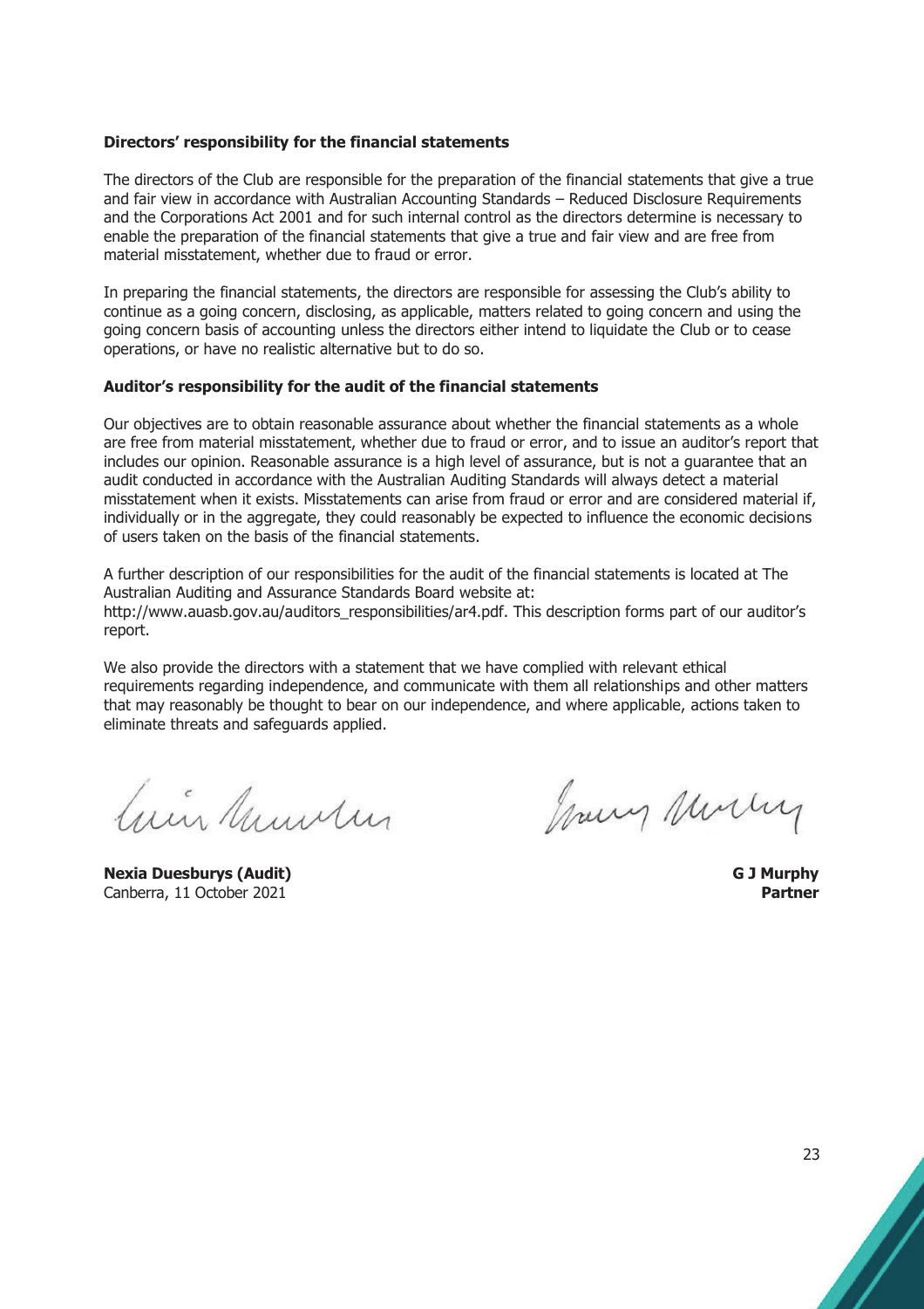**Directors' responsibility for the financial statements**

The directors of the Club are responsible for the preparation of the financial statements that give a true and fair view in accordance with Australian Accounting Standards – Reduced Disclosure Requirements and the Corporations Act 2001 and for such internal control as the directors determine is necessary to enable the preparation of the financial statements that give a true and fair view and are free from material misstatement, whether due to fraud or error.

In preparing the financial statements, the directors are responsible for assessing the Club's ability to continue as a going concern, disclosing, as applicable, matters related to going concern and using the going concern basis of accounting unless the directors either intend to liquidate the Club or to cease operations, or have no realistic alternative but to do so.

**Auditor's responsibility for the audit of the financial statements**

Our objectives are to obtain reasonable assurance about whether the financial statements as a whole are free from material misstatement, whether due to fraud or error, and to issue an auditor's report that includes our opinion. Reasonable assurance is a high level of assurance, but is not a guarantee that an audit conducted in accordance with the Australian Auditing Standards will always detect a material misstatement when it exists. Misstatements can arise from fraud or error and are considered material if, individually or in the aggregate, they could reasonably be expected to influence the economic decisions of users taken on the basis of the financial statements.

A further description of our responsibilities for the audit of the financial statements is located at The Australian Auditing and Assurance Standards Board website at: http://www.auasb.gov.au/auditors_responsibilities/ar4.pdf. This description forms part of our auditor's report.

We also provide the directors with a statement that we have complied with relevant ethical requirements regarding independence, and communicate with them all relationships and other matters that may reasonably be thought to bear on our independence, and where applicable, actions taken to eliminate threats and safeguards applied.

**Nexia Duesburys (Audit)**
Canberra, 11 October 2021

**G J Murphy**
**Partner**